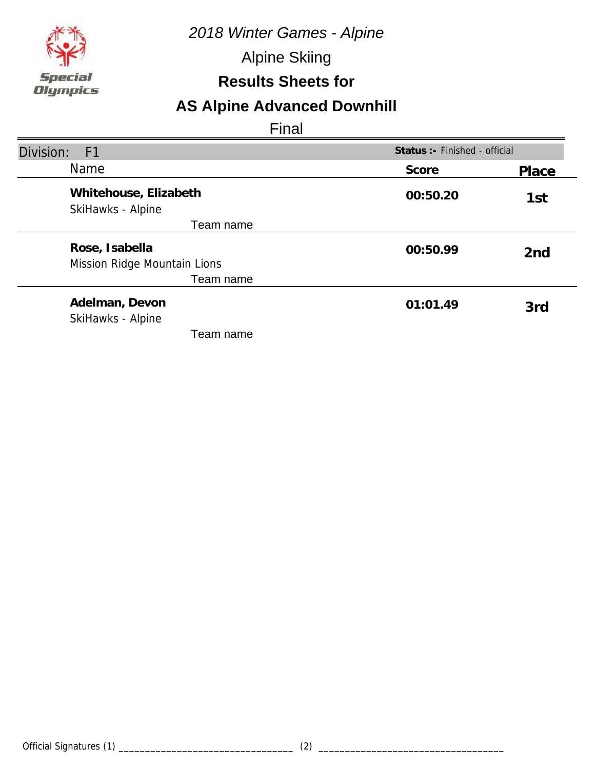*2018 Winter Games - Alpine*

Alpine Skiing

**Results Sheets for**

## AS Alpine Advanced Downhill

Final

Division: F1 — **Status :-** Finished - official

| Name | Score | Place |
|---|---|---|
| **Whitehouse, Elizabeth**<br>SkiHawks - Alpine<br>Team name | **00:50.20** | **1st** |
| **Rose, Isabella**<br>Mission Ridge Mountain Lions<br>Team name | **00:50.99** | **2nd** |
| **Adelman, Devon**<br>SkiHawks - Alpine<br>Team name | **01:01.49** | **3rd** |

Official Signatures (1) ________________________________ (2) ________________________________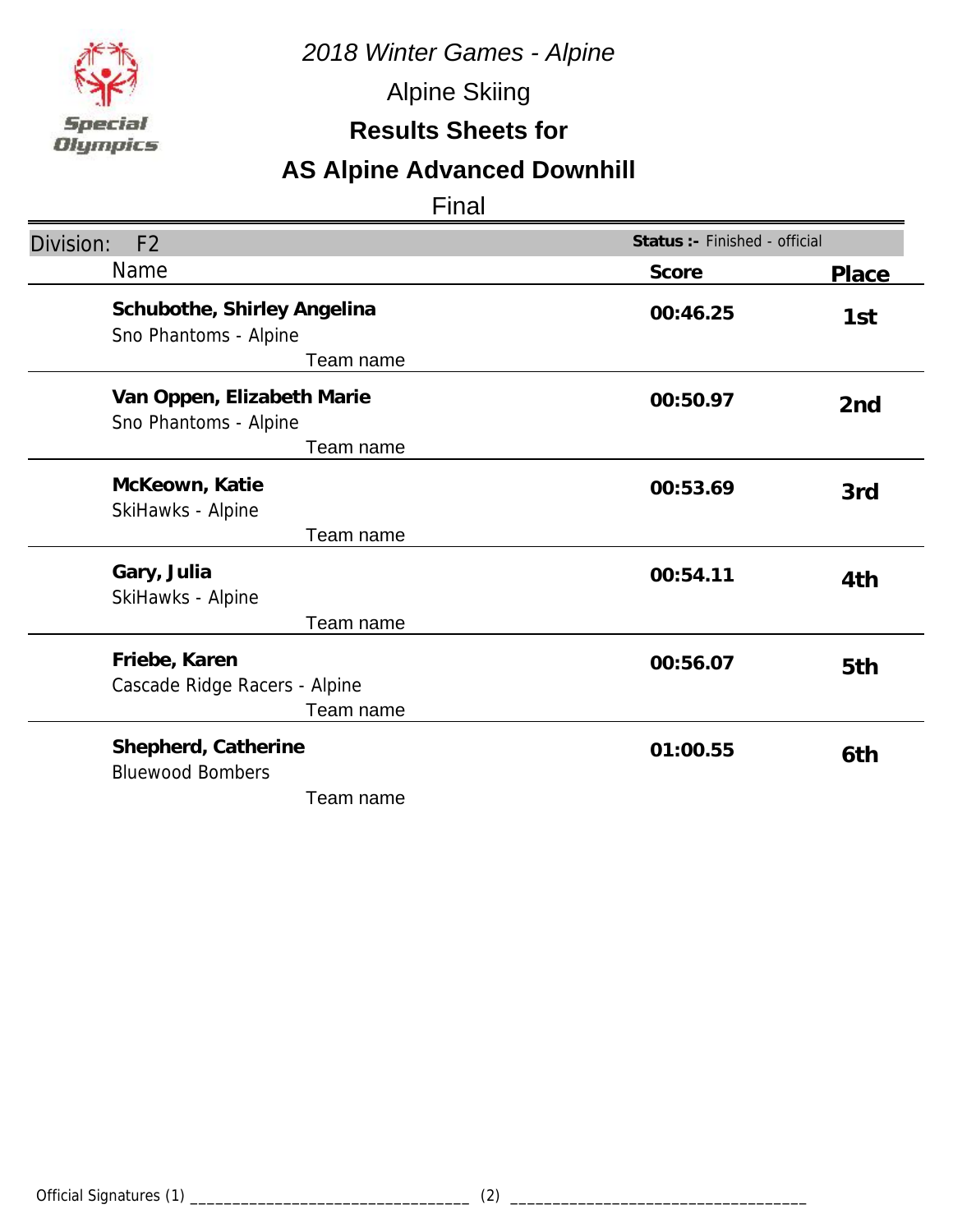*2018 Winter Games - Alpine*

Alpine Skiing

**Results Sheets for**

# AS Alpine Advanced Downhill

Final

| Division: F2 | | Status :- Finished - official |
|---|---|---|
| **Name** | **Score** | **Place** |
| **Schubothe, Shirley Angelina**<br>Sno Phantoms - Alpine<br>Team name | **00:46.25** | **1st** |
| **Van Oppen, Elizabeth Marie**<br>Sno Phantoms - Alpine<br>Team name | **00:50.97** | **2nd** |
| **McKeown, Katie**<br>SkiHawks - Alpine<br>Team name | **00:53.69** | **3rd** |
| **Gary, Julia**<br>SkiHawks - Alpine<br>Team name | **00:54.11** | **4th** |
| **Friebe, Karen**<br>Cascade Ridge Racers - Alpine<br>Team name | **00:56.07** | **5th** |
| **Shepherd, Catherine**<br>Bluewood Bombers<br>Team name | **01:00.55** | **6th** |

Official Signatures (1) _______________________________ (2) _______________________________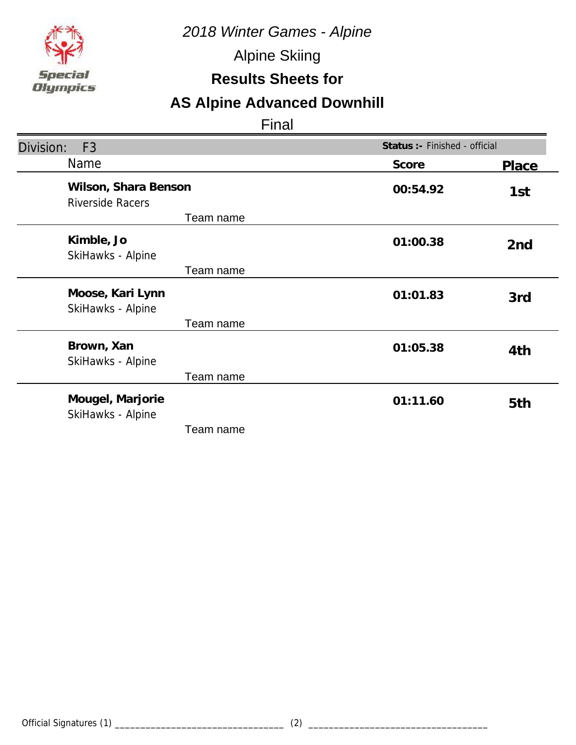*2018 Winter Games - Alpine*

Alpine Skiing

**Results Sheets for**

# AS Alpine Advanced Downhill

Final

| Division: F3 | | **Status :-** Finished - official | |
|---|---|---|---|
| Name | | **Score** | **Place** |
| **Wilson, Shara Benson**<br>Riverside Racers | Team name | **00:54.92** | **1st** |
| **Kimble, Jo**<br>SkiHawks - Alpine | Team name | **01:00.38** | **2nd** |
| **Moose, Kari Lynn**<br>SkiHawks - Alpine | Team name | **01:01.83** | **3rd** |
| **Brown, Xan**<br>SkiHawks - Alpine | Team name | **01:05.38** | **4th** |
| **Mougel, Marjorie**<br>SkiHawks - Alpine | Team name | **01:11.60** | **5th** |

Official Signatures (1) ________________________________ (2) ________________________________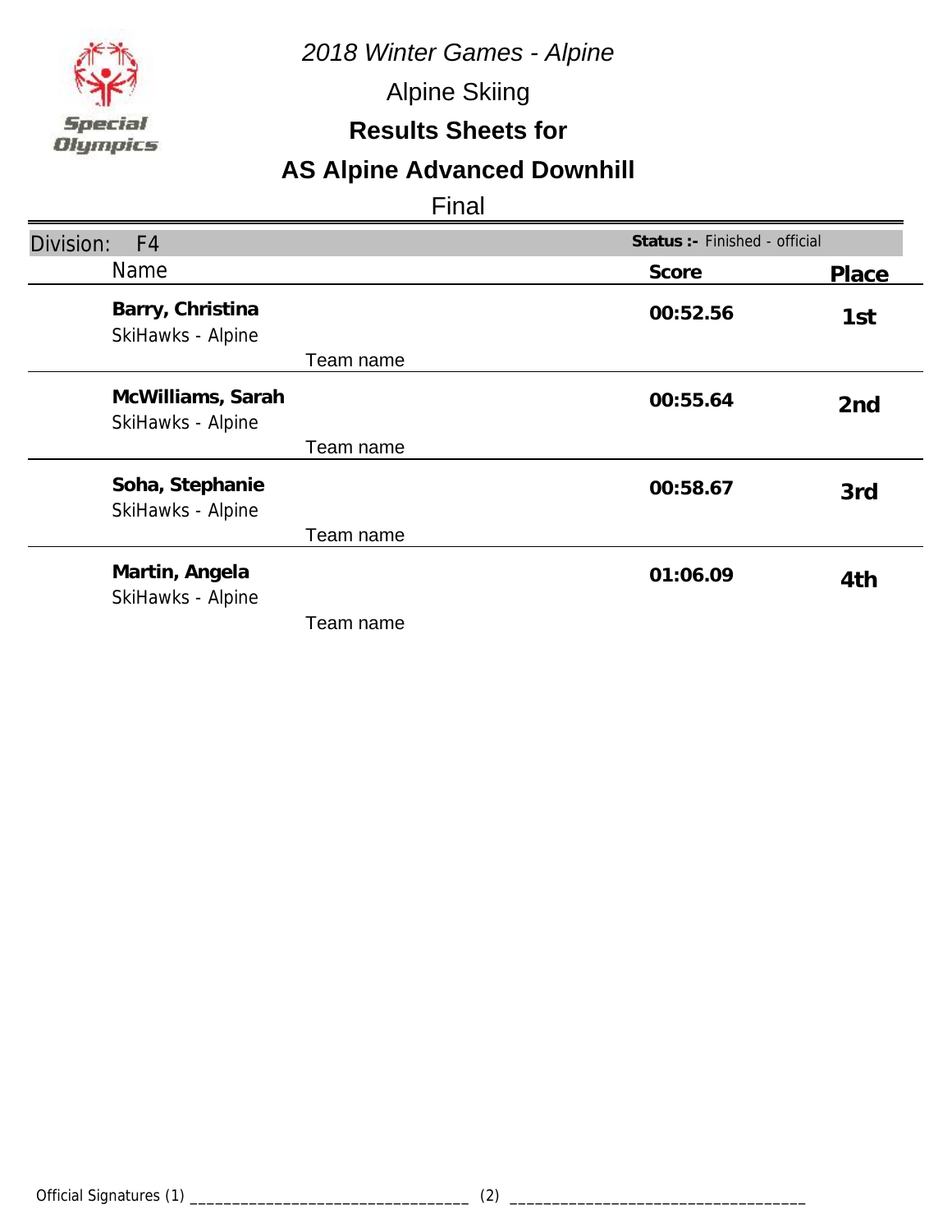*2018 Winter Games - Alpine*

Alpine Skiing

**Results Sheets for**

## AS Alpine Advanced Downhill

Final

Division: F4 — **Status :-** Finished - official

| Name | | Score | Place |
|---|---|---|---|
| **Barry, Christina**<br>SkiHawks - Alpine | Team name | **00:52.56** | **1st** |
| **McWilliams, Sarah**<br>SkiHawks - Alpine | Team name | **00:55.64** | **2nd** |
| **Soha, Stephanie**<br>SkiHawks - Alpine | Team name | **00:58.67** | **3rd** |
| **Martin, Angela**<br>SkiHawks - Alpine | Team name | **01:06.09** | **4th** |

Official Signatures (1) _________________________________ (2) _________________________________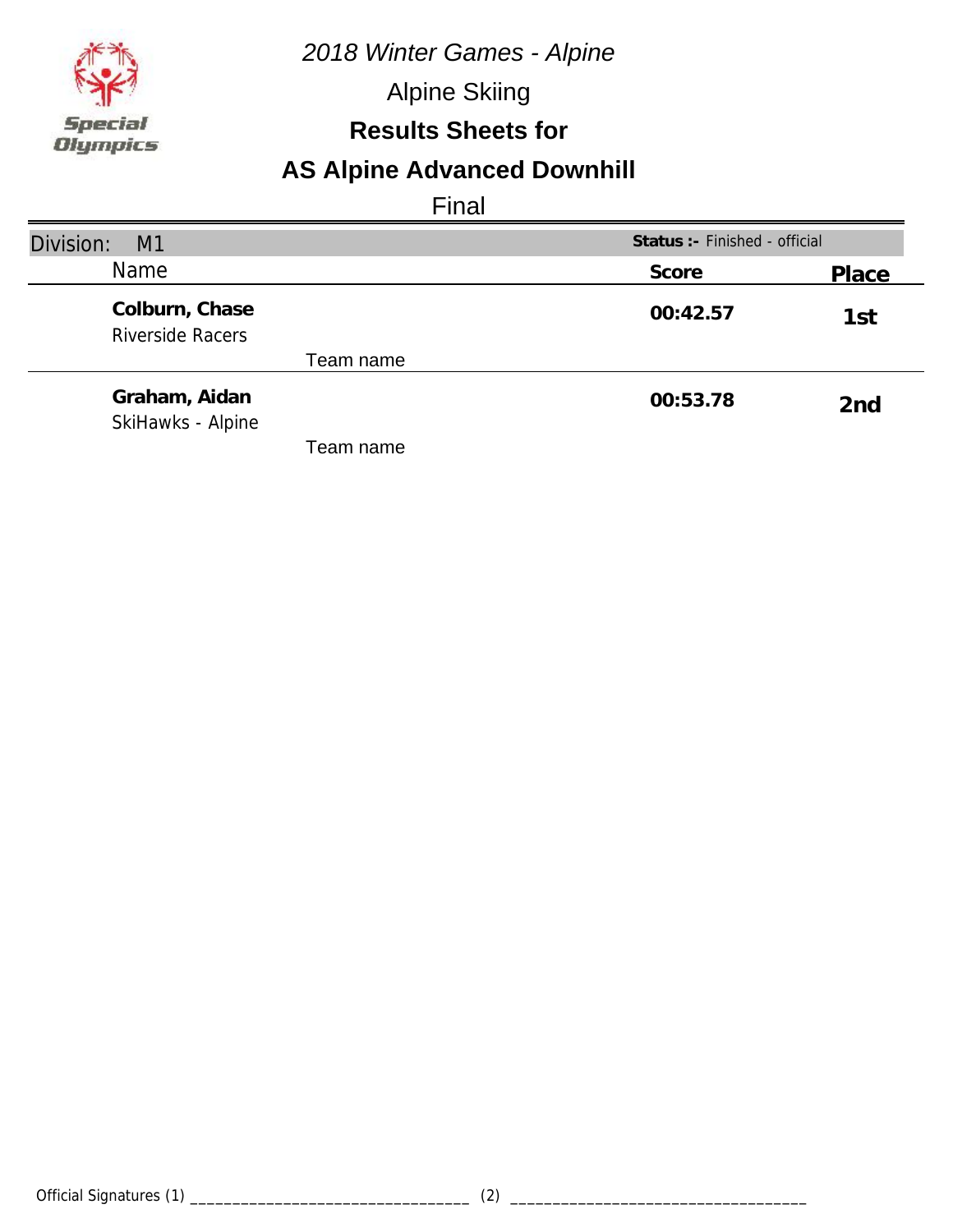*2018 Winter Games - Alpine*

Alpine Skiing

**Results Sheets for**

## AS Alpine Advanced Downhill

Final

Division: M1 | **Status :-** Finished - official

| Name | Score | Place |
|---|---|---|
| **Colburn, Chase**<br>Riverside Racers<br>Team name | **00:42.57** | **1st** |
| **Graham, Aidan**<br>SkiHawks - Alpine<br>Team name | **00:53.78** | **2nd** |

Official Signatures (1) ________________________________ (2) ________________________________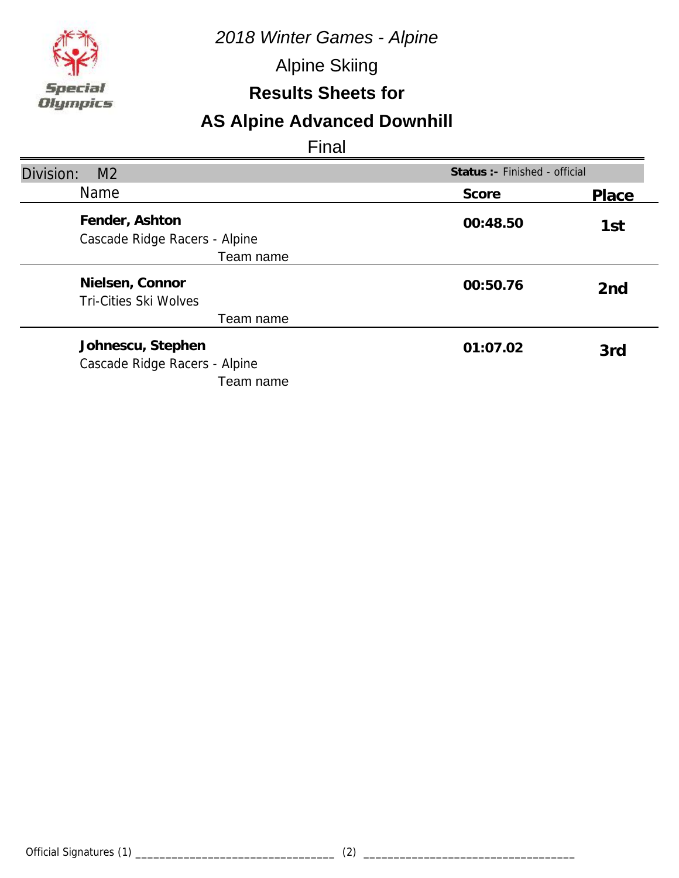*2018 Winter Games - Alpine*

Alpine Skiing

**Results Sheets for**

## AS Alpine Advanced Downhill

Final

| Division: M2 | **Status :-** Finished - official | |
|---|---|---|
| Name | **Score** | **Place** |
| **Fender, Ashton**<br>Cascade Ridge Racers - Alpine<br>Team name | **00:48.50** | **1st** |
| **Nielsen, Connor**<br>Tri-Cities Ski Wolves<br>Team name | **00:50.76** | **2nd** |
| **Johnescu, Stephen**<br>Cascade Ridge Racers - Alpine<br>Team name | **01:07.02** | **3rd** |

Official Signatures (1) _________________________________ (2) __________________________________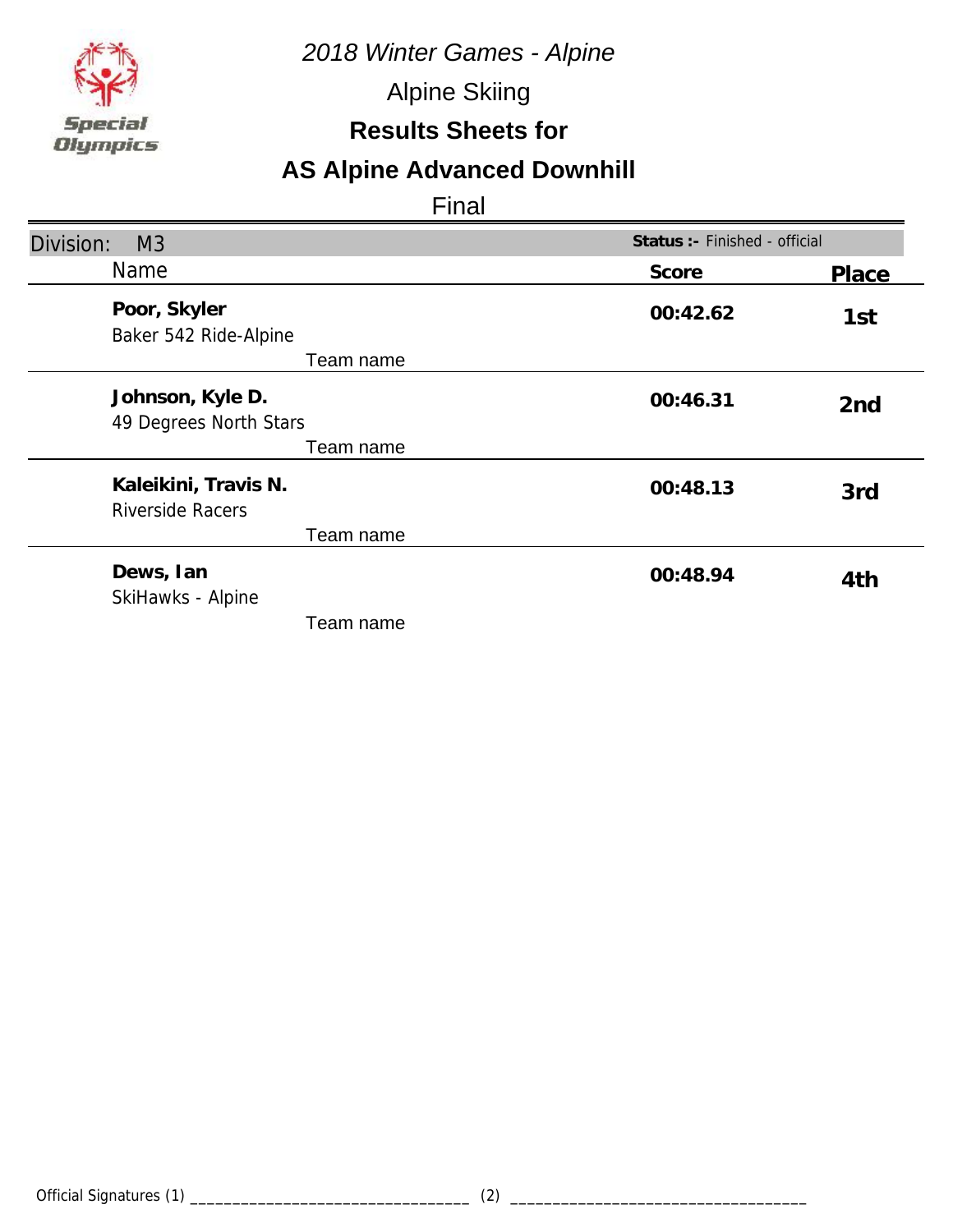*2018 Winter Games - Alpine*

Alpine Skiing

**Results Sheets for**

## AS Alpine Advanced Downhill

Final

Division: M3 — **Status :-** Finished - official

| Name | Team name | Score | Place |
| --- | --- | --- | --- |
| **Poor, Skyler** | Baker 542 Ride-Alpine | **00:42.62** | **1st** |
| **Johnson, Kyle D.** | 49 Degrees North Stars | **00:46.31** | **2nd** |
| **Kaleikini, Travis N.** | Riverside Racers | **00:48.13** | **3rd** |
| **Dews, Ian** | SkiHawks - Alpine | **00:48.94** | **4th** |

Official Signatures (1) ________________________________ (2) ________________________________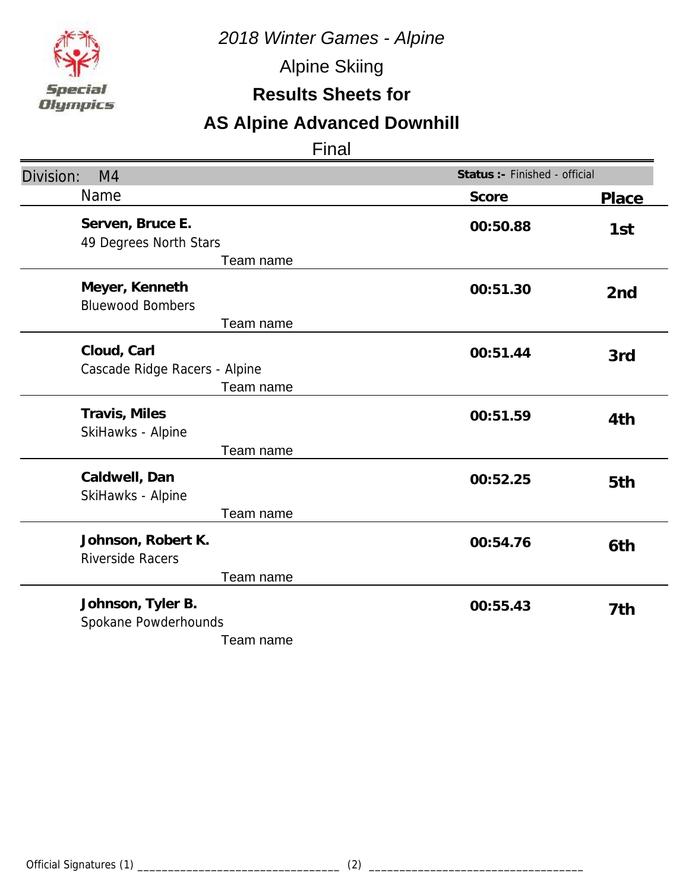*2018 Winter Games - Alpine*

Alpine Skiing

**Results Sheets for**

## AS Alpine Advanced Downhill

Final

Division: M4 — **Status :-** Finished - official

| Name | Team name | Score | Place |
|---|---|---|---|
| **Serven, Bruce E.** | 49 Degrees North Stars | **00:50.88** | **1st** |
| **Meyer, Kenneth** | Bluewood Bombers | **00:51.30** | **2nd** |
| **Cloud, Carl** | Cascade Ridge Racers - Alpine | **00:51.44** | **3rd** |
| **Travis, Miles** | SkiHawks - Alpine | **00:51.59** | **4th** |
| **Caldwell, Dan** | SkiHawks - Alpine | **00:52.25** | **5th** |
| **Johnson, Robert K.** | Riverside Racers | **00:54.76** | **6th** |
| **Johnson, Tyler B.** | Spokane Powderhounds | **00:55.43** | **7th** |

Official Signatures (1) ________________________________ (2) ________________________________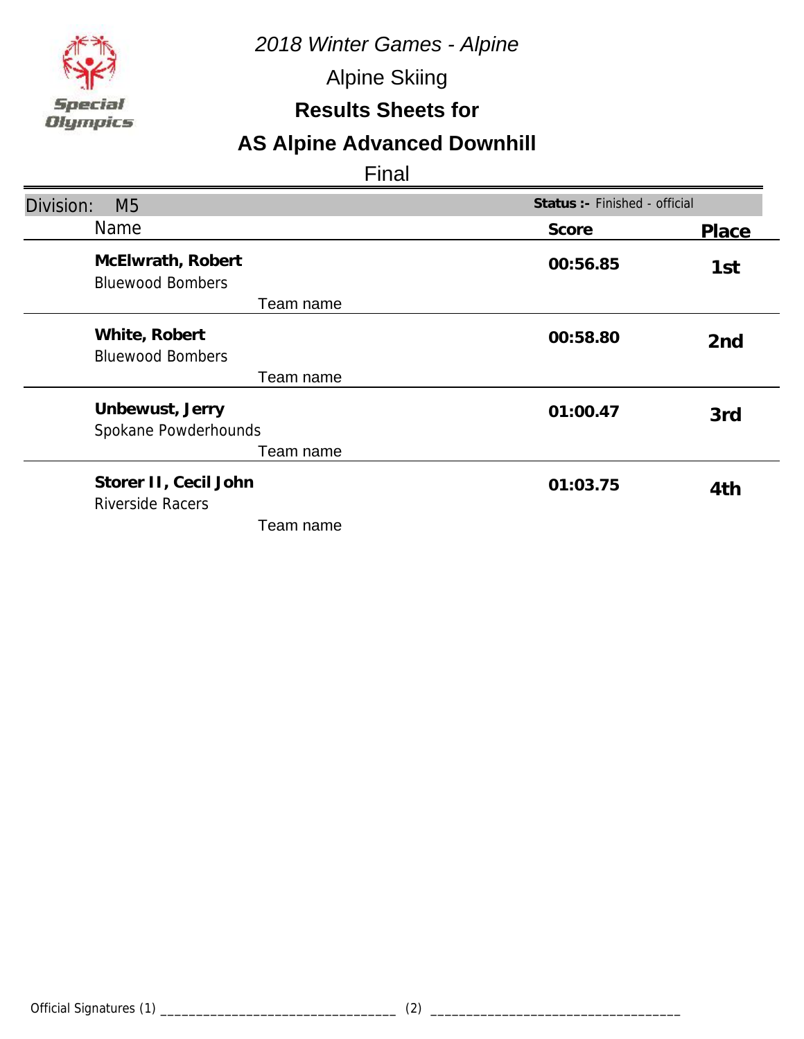Special Olympics

*2018 Winter Games - Alpine*

Alpine Skiing

**Results Sheets for**

## AS Alpine Advanced Downhill

Final

Division: M5 | **Status :-** Finished - official

| Name | Score | Place |
|---|---|---|
| **McElwrath, Robert**<br>Bluewood Bombers<br>Team name | **00:56.85** | **1st** |
| **White, Robert**<br>Bluewood Bombers<br>Team name | **00:58.80** | **2nd** |
| **Unbewust, Jerry**<br>Spokane Powderhounds<br>Team name | **01:00.47** | **3rd** |
| **Storer II, Cecil John**<br>Riverside Racers<br>Team name | **01:03.75** | **4th** |

Official Signatures (1) _________________________________ (2) _________________________________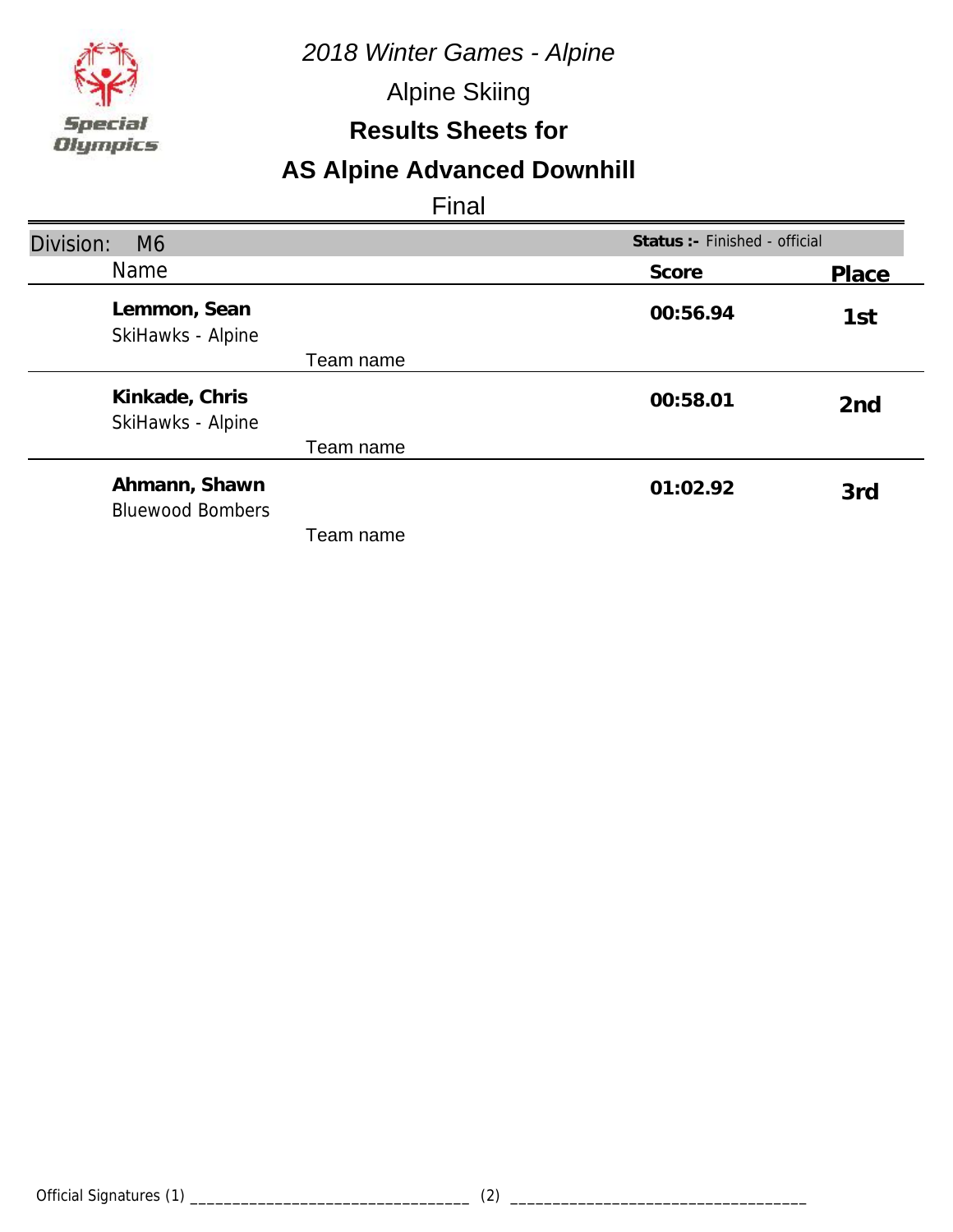*2018 Winter Games - Alpine*

Alpine Skiing

**Results Sheets for**

## AS Alpine Advanced Downhill

Final

| Division: M6 | | **Status :-** Finished - official | |
|---|---|---|---|
| Name | | **Score** | **Place** |
| **Lemmon, Sean**<br>SkiHawks - Alpine | Team name | **00:56.94** | **1st** |
| **Kinkade, Chris**<br>SkiHawks - Alpine | Team name | **00:58.01** | **2nd** |
| **Ahmann, Shawn**<br>Bluewood Bombers | Team name | **01:02.92** | **3rd** |

Official Signatures (1) ________________________________ (2) ________________________________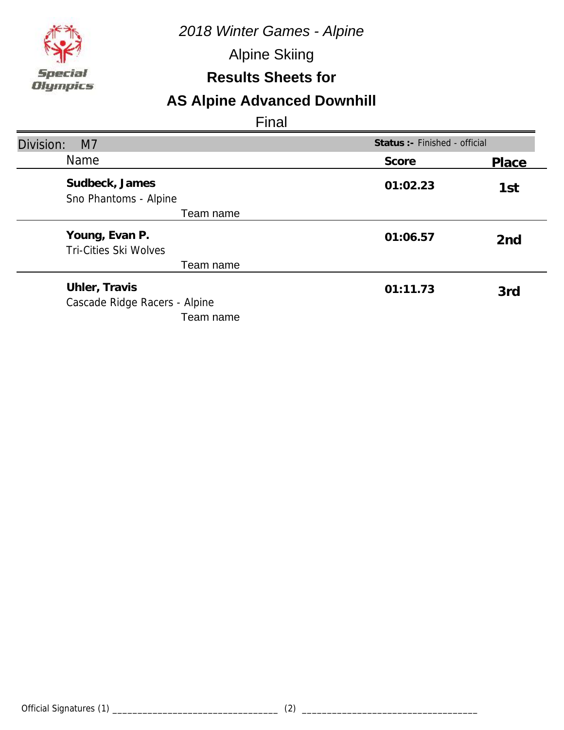*2018 Winter Games - Alpine*

Alpine Skiing

**Results Sheets for**

## AS Alpine Advanced Downhill

Final

| Division: M7 | Status :- Finished - official | |
|---|---|---|
| Name | Score | Place |
| **Sudbeck, James**<br>Sno Phantoms - Alpine<br>Team name | **01:02.23** | **1st** |
| **Young, Evan P.**<br>Tri-Cities Ski Wolves<br>Team name | **01:06.57** | **2nd** |
| **Uhler, Travis**<br>Cascade Ridge Racers - Alpine<br>Team name | **01:11.73** | **3rd** |

Official Signatures (1) ________________________________ (2) ________________________________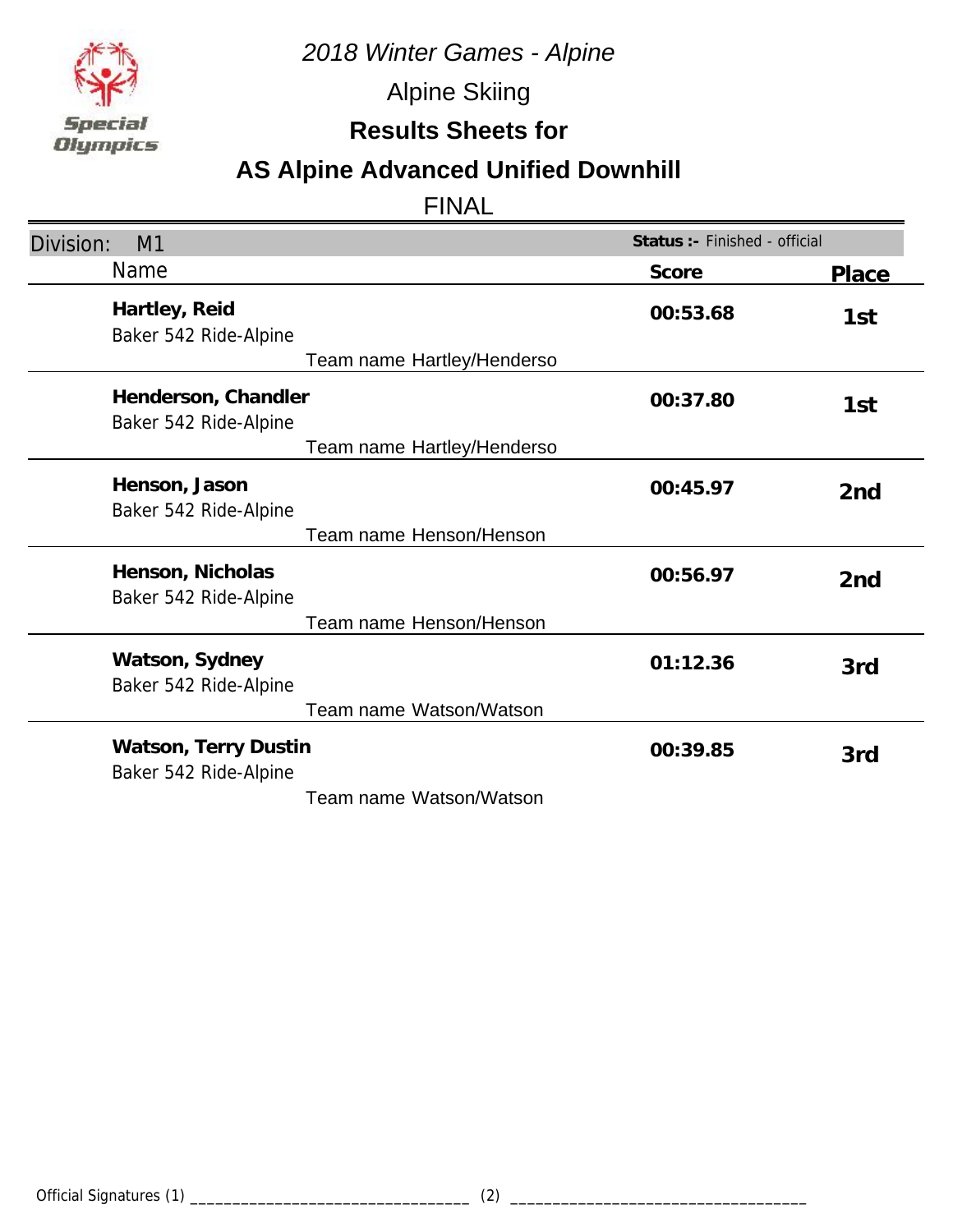*2018 Winter Games - Alpine*

Alpine Skiing

**Results Sheets for**

## AS Alpine Advanced Unified Downhill

FINAL

Division: M1 — **Status :-** Finished - official

| Name | Score | Place |
|---|---|---|
| **Hartley, Reid**<br>Baker 542 Ride-Alpine<br>Team name Hartley/Henderso | **00:53.68** | **1st** |
| **Henderson, Chandler**<br>Baker 542 Ride-Alpine<br>Team name Hartley/Henderso | **00:37.80** | **1st** |
| **Henson, Jason**<br>Baker 542 Ride-Alpine<br>Team name Henson/Henson | **00:45.97** | **2nd** |
| **Henson, Nicholas**<br>Baker 542 Ride-Alpine<br>Team name Henson/Henson | **00:56.97** | **2nd** |
| **Watson, Sydney**<br>Baker 542 Ride-Alpine<br>Team name Watson/Watson | **01:12.36** | **3rd** |
| **Watson, Terry Dustin**<br>Baker 542 Ride-Alpine<br>Team name Watson/Watson | **00:39.85** | **3rd** |

Official Signatures (1) ________________________________ (2) ________________________________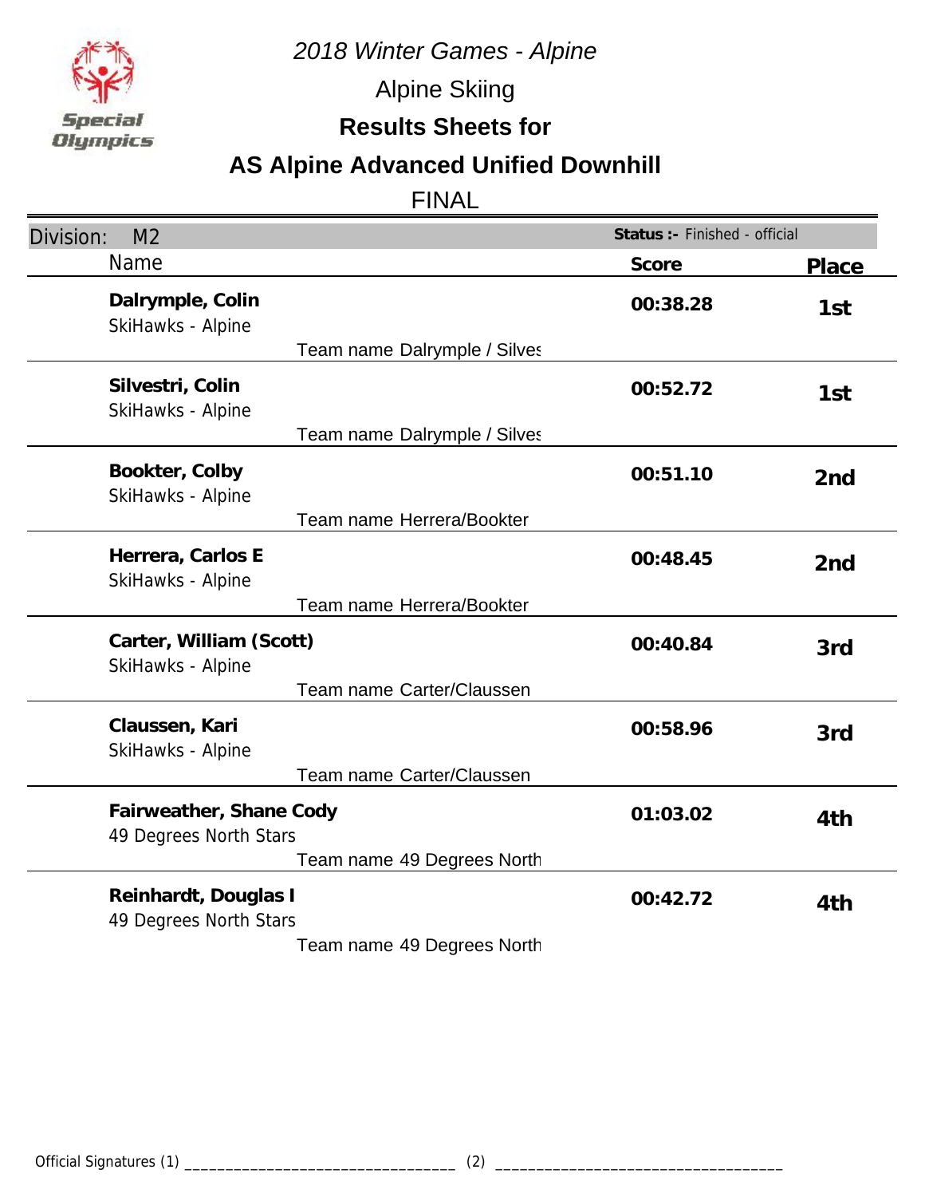# 2018 Winter Games - Alpine

## Alpine Skiing

## Results Sheets for

## AS Alpine Advanced Unified Downhill

FINAL

Division: M2 — **Status :-** Finished - official

| Name | Score | Place |
|---|---|---|
| **Dalrymple, Colin**<br>SkiHawks - Alpine<br>Team name Dalrymple / Silves | **00:38.28** | **1st** |
| **Silvestri, Colin**<br>SkiHawks - Alpine<br>Team name Dalrymple / Silves | **00:52.72** | **1st** |
| **Bookter, Colby**<br>SkiHawks - Alpine<br>Team name Herrera/Bookter | **00:51.10** | **2nd** |
| **Herrera, Carlos E**<br>SkiHawks - Alpine<br>Team name Herrera/Bookter | **00:48.45** | **2nd** |
| **Carter, William (Scott)**<br>SkiHawks - Alpine<br>Team name Carter/Claussen | **00:40.84** | **3rd** |
| **Claussen, Kari**<br>SkiHawks - Alpine<br>Team name Carter/Claussen | **00:58.96** | **3rd** |
| **Fairweather, Shane Cody**<br>49 Degrees North Stars<br>Team name 49 Degrees North | **01:03.02** | **4th** |
| **Reinhardt, Douglas I**<br>49 Degrees North Stars<br>Team name 49 Degrees North | **00:42.72** | **4th** |

Official Signatures (1) ________________________________ (2) ________________________________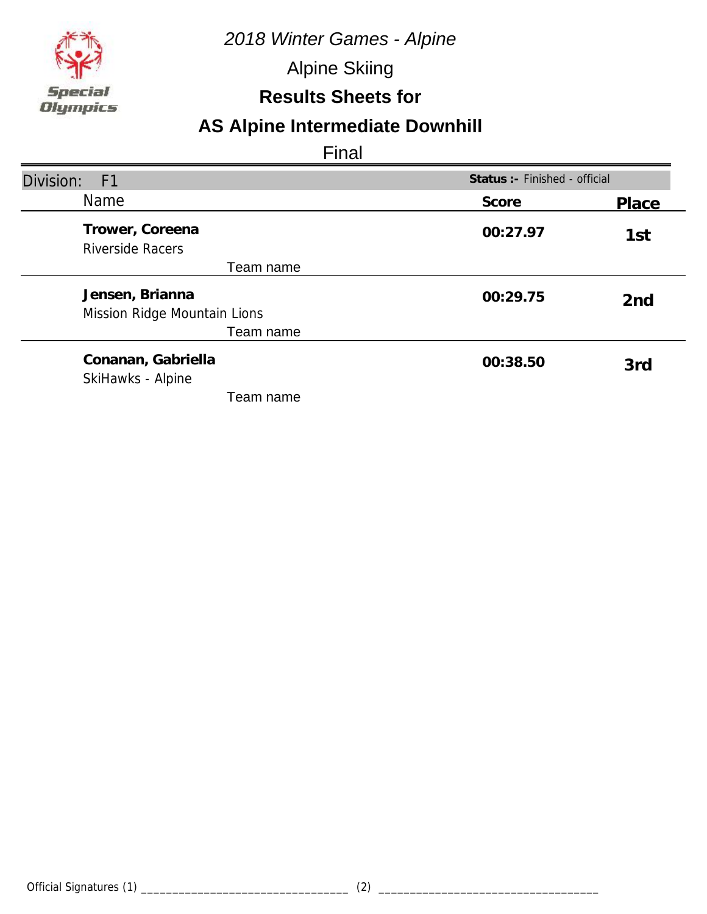*2018 Winter Games - Alpine*

Alpine Skiing

**Results Sheets for**

## AS Alpine Intermediate Downhill

Final

Division: F1 — **Status :-** Finished - official

| Name | Score | Place |
|---|---|---|
| **Trower, Coreena**<br>Riverside Racers<br>Team name | **00:27.97** | **1st** |
| **Jensen, Brianna**<br>Mission Ridge Mountain Lions<br>Team name | **00:29.75** | **2nd** |
| **Conanan, Gabriella**<br>SkiHawks - Alpine<br>Team name | **00:38.50** | **3rd** |

Official Signatures (1) ________________________________ (2) ________________________________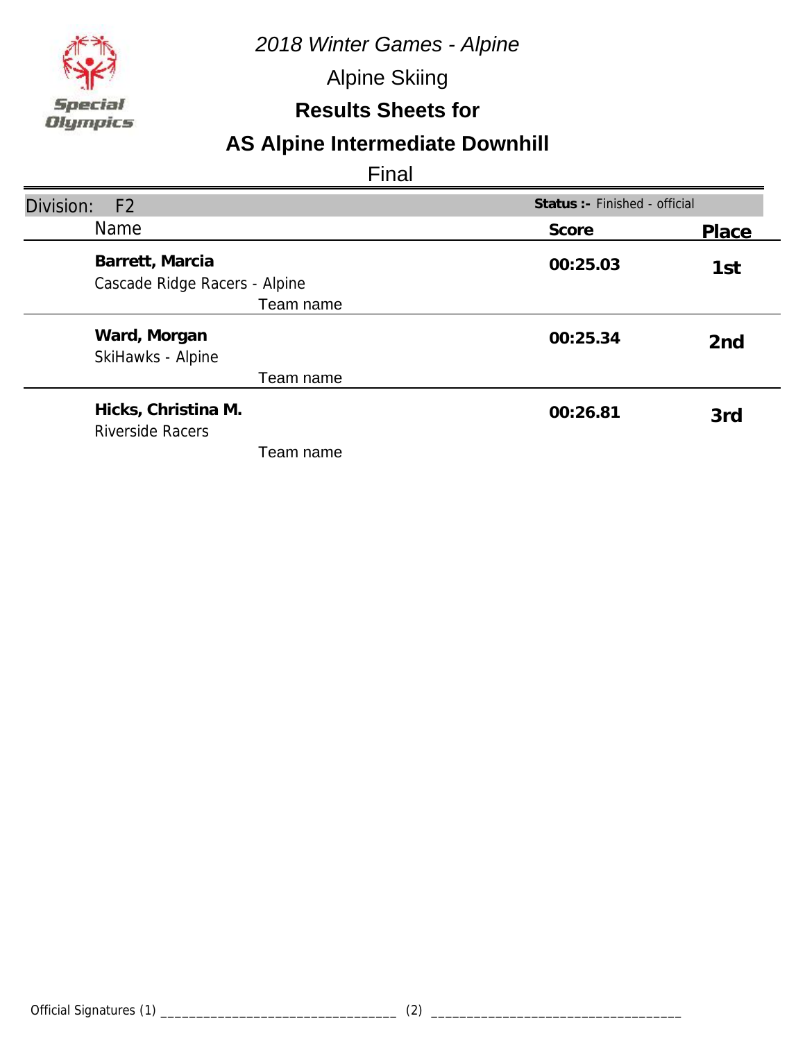*2018 Winter Games - Alpine*

Alpine Skiing

**Results Sheets for**

## AS Alpine Intermediate Downhill

Final

| Division: F2 | **Status :-** Finished - official | |
|---|---|---|
| Name | **Score** | **Place** |
| **Barrett, Marcia**<br>Cascade Ridge Racers - Alpine<br>Team name | **00:25.03** | **1st** |
| **Ward, Morgan**<br>SkiHawks - Alpine<br>Team name | **00:25.34** | **2nd** |
| **Hicks, Christina M.**<br>Riverside Racers<br>Team name | **00:26.81** | **3rd** |

Official Signatures (1) ________________________________ (2) ________________________________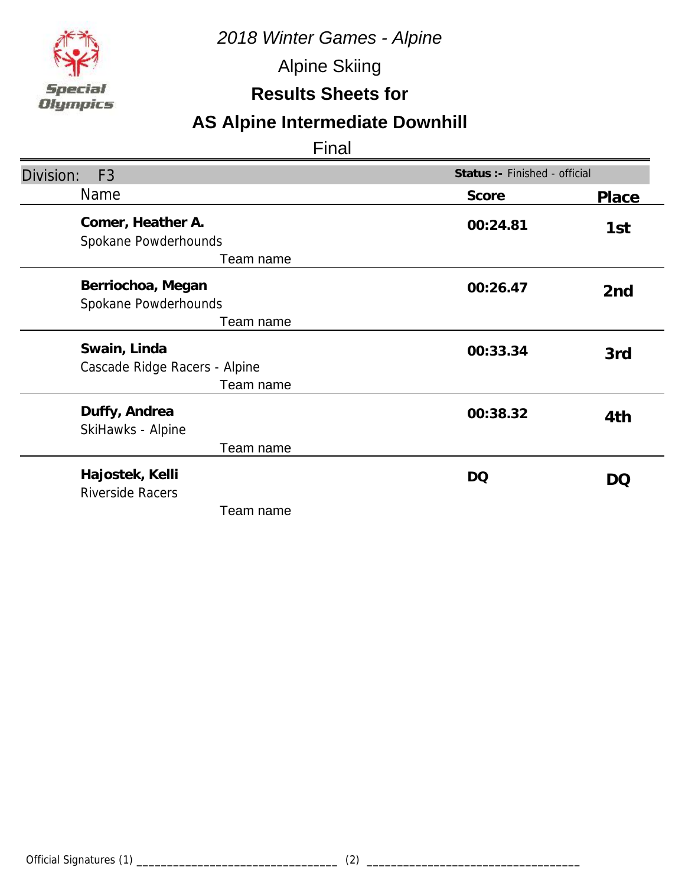*2018 Winter Games - Alpine*

Alpine Skiing

**Results Sheets for**

## AS Alpine Intermediate Downhill

Final

| Division: F3 | Status :- Finished - official | |
|---|---|---|
| Name | Score | Place |
| **Comer, Heather A.**<br>Spokane Powderhounds<br>Team name | **00:24.81** | **1st** |
| **Berriochoa, Megan**<br>Spokane Powderhounds<br>Team name | **00:26.47** | **2nd** |
| **Swain, Linda**<br>Cascade Ridge Racers - Alpine<br>Team name | **00:33.34** | **3rd** |
| **Duffy, Andrea**<br>SkiHawks - Alpine<br>Team name | **00:38.32** | **4th** |
| **Hajostek, Kelli**<br>Riverside Racers<br>Team name | **DQ** | **DQ** |

Official Signatures (1) ________________________________ (2) ________________________________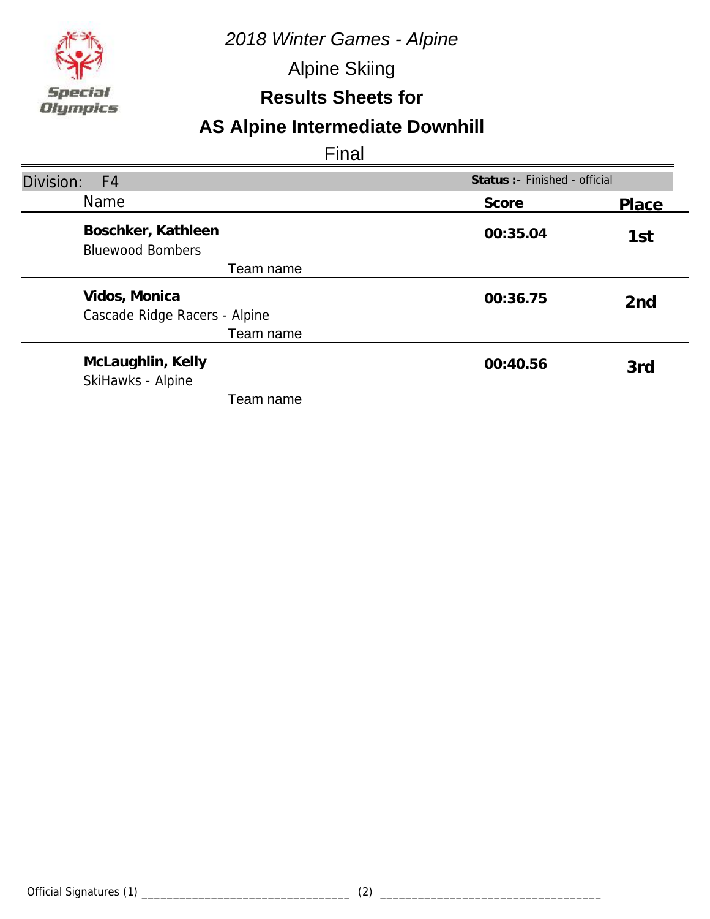*2018 Winter Games - Alpine*

Alpine Skiing

**Results Sheets for**

## AS Alpine Intermediate Downhill

Final

| Division: F4 | | **Status :-** Finished - official |
|---|---|---|
| Name | **Score** | **Place** |
| **Boschker, Kathleen**<br>Bluewood Bombers<br>Team name | **00:35.04** | **1st** |
| **Vidos, Monica**<br>Cascade Ridge Racers - Alpine<br>Team name | **00:36.75** | **2nd** |
| **McLaughlin, Kelly**<br>SkiHawks - Alpine<br>Team name | **00:40.56** | **3rd** |

Official Signatures (1) _________________________________ (2) __________________________________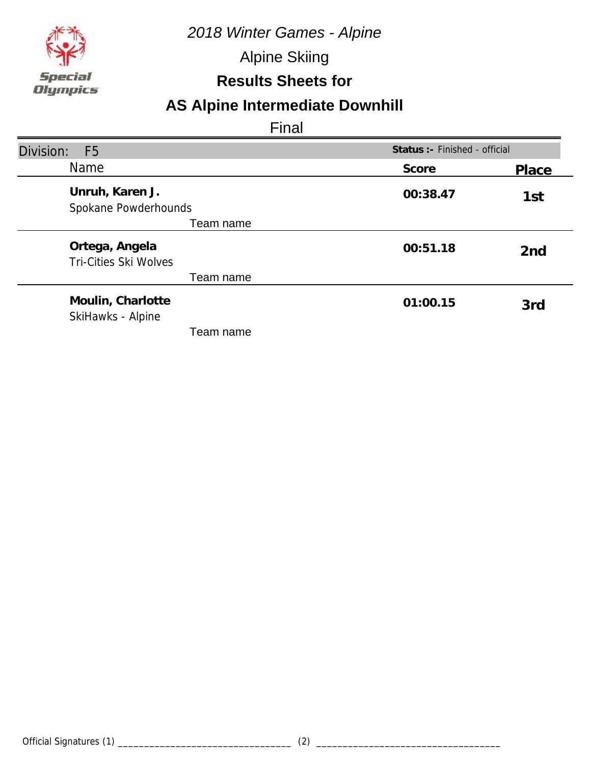*2018 Winter Games - Alpine*

Alpine Skiing

**Results Sheets for**

## AS Alpine Intermediate Downhill

Final

Division: F5 — **Status :-** Finished - official

| Name | Score | Place |
| --- | --- | --- |
| **Unruh, Karen J.**<br>Spokane Powderhounds<br>Team name | **00:38.47** | **1st** |
| **Ortega, Angela**<br>Tri-Cities Ski Wolves<br>Team name | **00:51.18** | **2nd** |
| **Moulin, Charlotte**<br>SkiHawks - Alpine<br>Team name | **01:00.15** | **3rd** |

Official Signatures (1) ________________________________ (2) ________________________________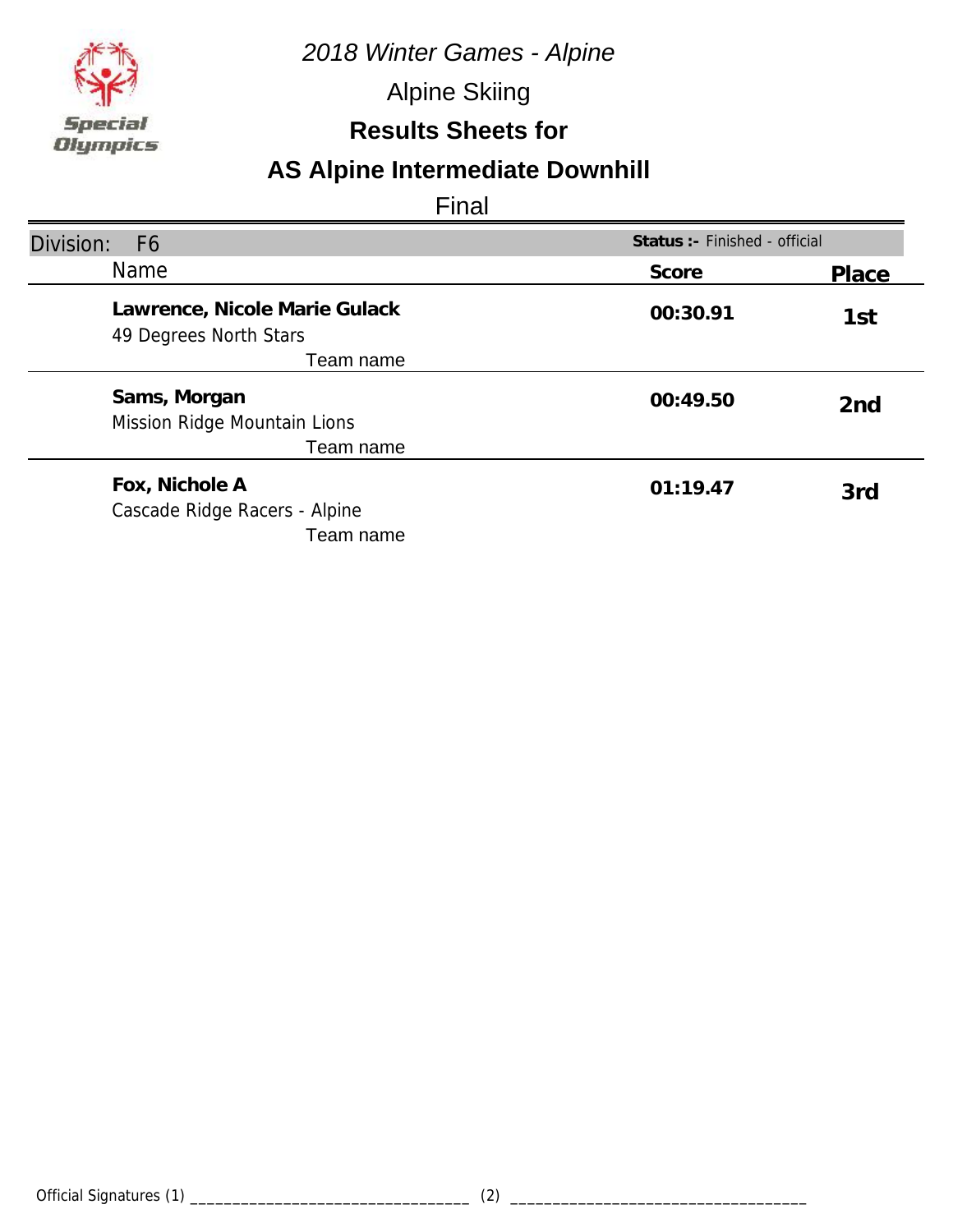*2018 Winter Games - Alpine*

Alpine Skiing

**Results Sheets for**

## AS Alpine Intermediate Downhill

Final

| Division: F6 | Status :- Finished - official | |
|---|---|---|
| **Name** | **Score** | **Place** |
| **Lawrence, Nicole Marie Gulack**<br>49 Degrees North Stars<br>Team name | **00:30.91** | **1st** |
| **Sams, Morgan**<br>Mission Ridge Mountain Lions<br>Team name | **00:49.50** | **2nd** |
| **Fox, Nichole A**<br>Cascade Ridge Racers - Alpine<br>Team name | **01:19.47** | **3rd** |

Official Signatures (1) ________________________________ (2) ________________________________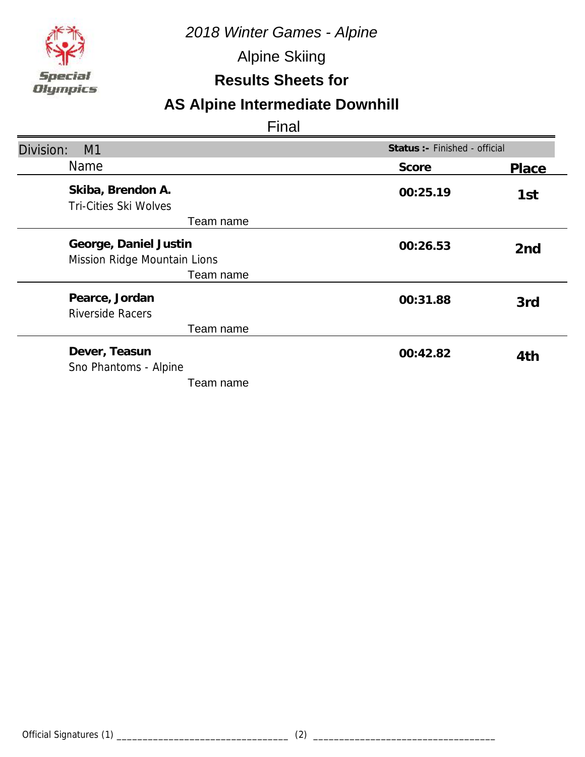*2018 Winter Games - Alpine*

Alpine Skiing

**Results Sheets for**

## AS Alpine Intermediate Downhill

Final

| Division: M1 | Status :- Finished - official | |
|---|---|---|
| **Name** | **Score** | **Place** |
| **Skiba, Brendon A.**<br>Tri-Cities Ski Wolves<br>Team name | **00:25.19** | **1st** |
| **George, Daniel Justin**<br>Mission Ridge Mountain Lions<br>Team name | **00:26.53** | **2nd** |
| **Pearce, Jordan**<br>Riverside Racers<br>Team name | **00:31.88** | **3rd** |
| **Dever, Teasun**<br>Sno Phantoms - Alpine<br>Team name | **00:42.82** | **4th** |

Official Signatures (1) _______________________________ (2) _______________________________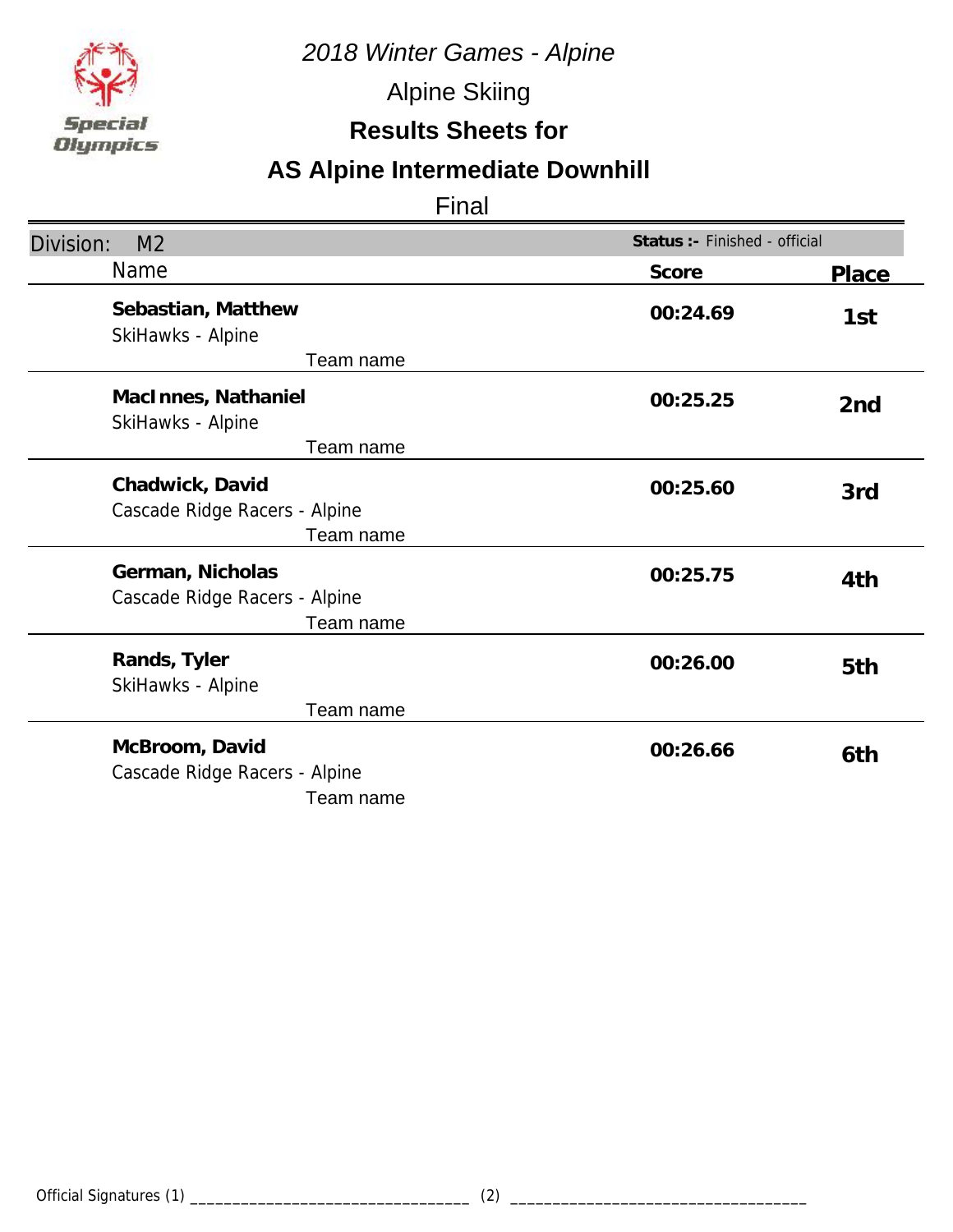*2018 Winter Games - Alpine*

Alpine Skiing

**Results Sheets for**

## AS Alpine Intermediate Downhill

Final

Division: M2 — **Status :-** Finished - official

| Name | Score | Place |
|---|---|---|
| **Sebastian, Matthew**<br>SkiHawks - Alpine<br>Team name | **00:24.69** | **1st** |
| **MacInnes, Nathaniel**<br>SkiHawks - Alpine<br>Team name | **00:25.25** | **2nd** |
| **Chadwick, David**<br>Cascade Ridge Racers - Alpine<br>Team name | **00:25.60** | **3rd** |
| **German, Nicholas**<br>Cascade Ridge Racers - Alpine<br>Team name | **00:25.75** | **4th** |
| **Rands, Tyler**<br>SkiHawks - Alpine<br>Team name | **00:26.00** | **5th** |
| **McBroom, David**<br>Cascade Ridge Racers - Alpine<br>Team name | **00:26.66** | **6th** |

Official Signatures (1) ________________________________ (2) ________________________________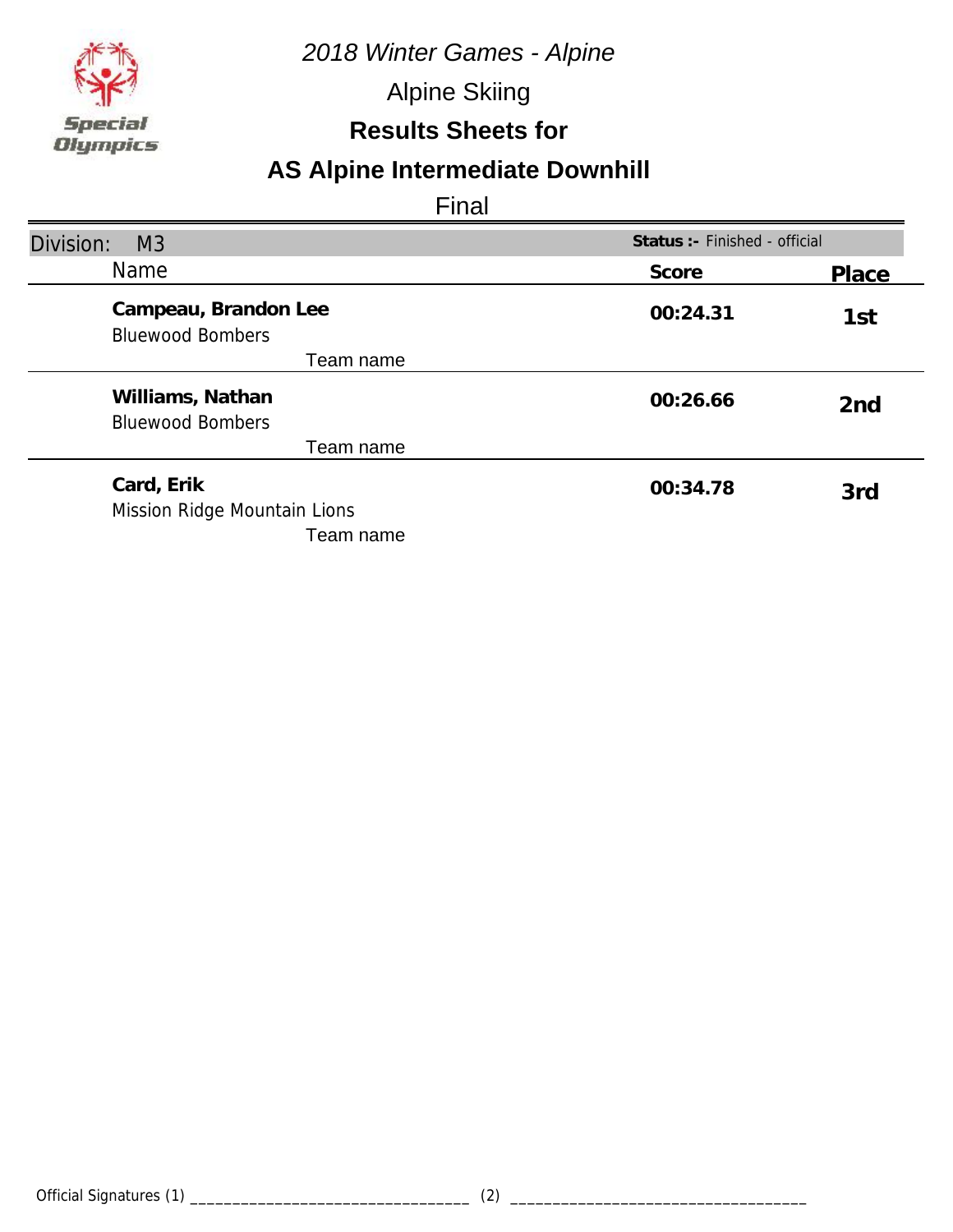*2018 Winter Games - Alpine*

Alpine Skiing

**Results Sheets for**

## AS Alpine Intermediate Downhill

Final

| Division: M3 | **Status :-** Finished - official | |
|---|---|---|
| Name | **Score** | **Place** |
| **Campeau, Brandon Lee**<br>Bluewood Bombers<br>Team name | **00:24.31** | **1st** |
| **Williams, Nathan**<br>Bluewood Bombers<br>Team name | **00:26.66** | **2nd** |
| **Card, Erik**<br>Mission Ridge Mountain Lions<br>Team name | **00:34.78** | **3rd** |

Official Signatures (1) ________________________________ (2) ________________________________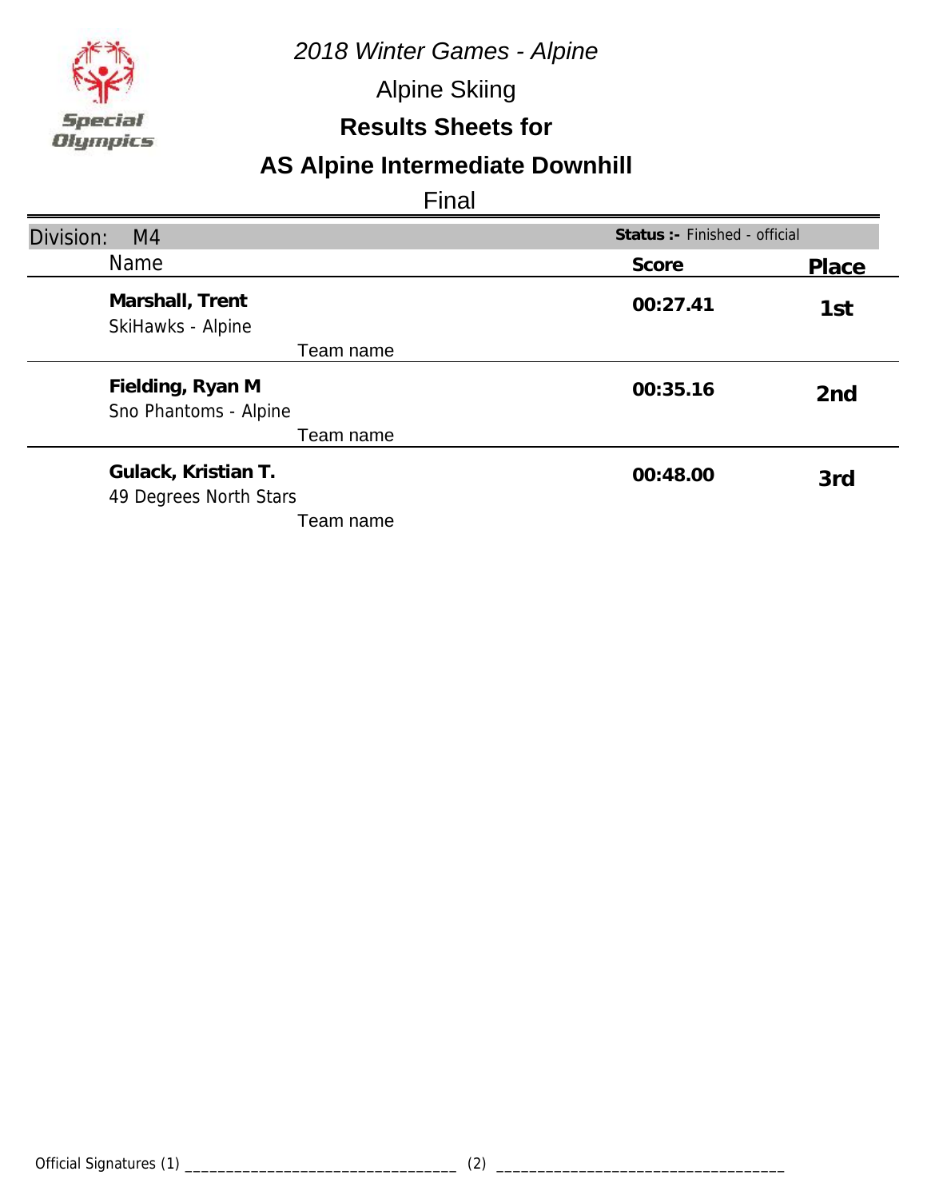*2018 Winter Games - Alpine*

Alpine Skiing

**Results Sheets for**

## AS Alpine Intermediate Downhill

Final

Division: M4 — **Status :-** Finished - official

| Name | Score | Place |
|---|---|---|
| **Marshall, Trent**<br>SkiHawks - Alpine<br>Team name | **00:27.41** | **1st** |
| **Fielding, Ryan M**<br>Sno Phantoms - Alpine<br>Team name | **00:35.16** | **2nd** |
| **Gulack, Kristian T.**<br>49 Degrees North Stars<br>Team name | **00:48.00** | **3rd** |

Official Signatures (1) ________________________________ (2) ________________________________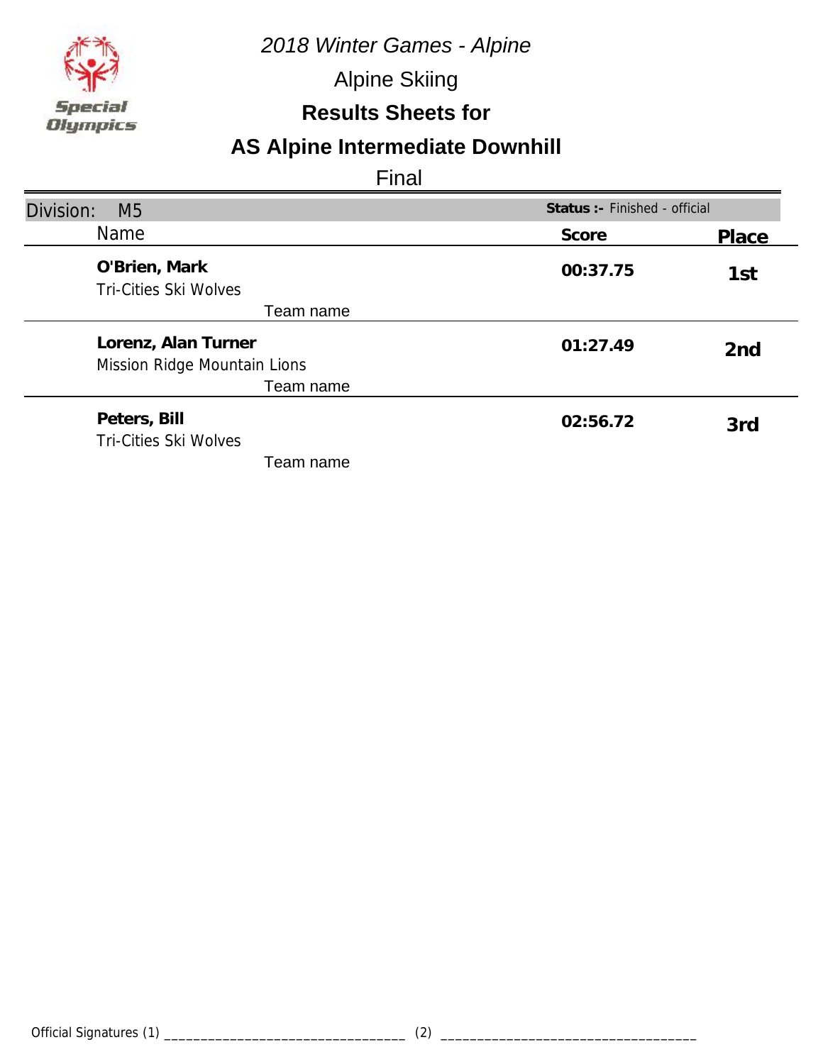*2018 Winter Games - Alpine*

Alpine Skiing

**Results Sheets for**

## AS Alpine Intermediate Downhill

Final

| Division: M5 | Status :- Finished - official | |
|---|---|---|
| Name | Score | Place |
| **O'Brien, Mark**<br>Tri-Cities Ski Wolves<br>Team name | **00:37.75** | **1st** |
| **Lorenz, Alan Turner**<br>Mission Ridge Mountain Lions<br>Team name | **01:27.49** | **2nd** |
| **Peters, Bill**<br>Tri-Cities Ski Wolves<br>Team name | **02:56.72** | **3rd** |

Official Signatures (1) ________________________________ (2) ________________________________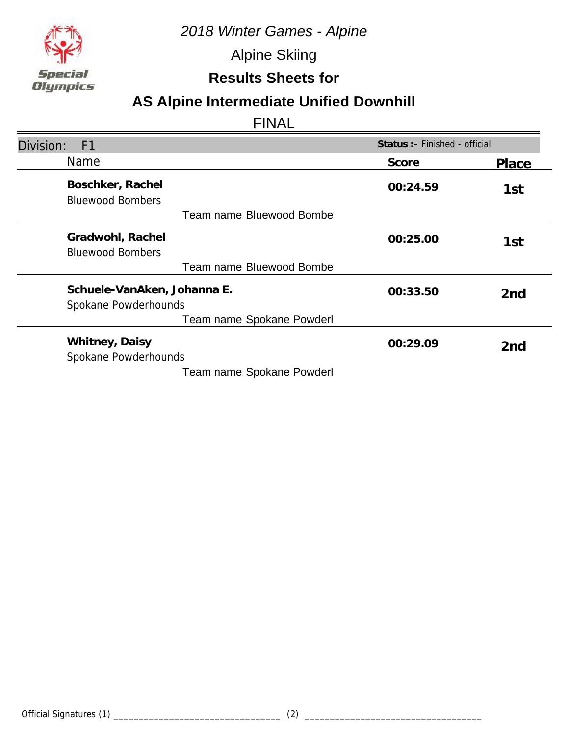*2018 Winter Games - Alpine*

Alpine Skiing

**Results Sheets for**

## AS Alpine Intermediate Unified Downhill

FINAL

Division: F1 | **Status :-** Finished - official

| Name | Score | Place |
|---|---|---|
| **Boschker, Rachel**<br>Bluewood Bombers<br>Team name Bluewood Bombe | **00:24.59** | **1st** |
| **Gradwohl, Rachel**<br>Bluewood Bombers<br>Team name Bluewood Bombe | **00:25.00** | **1st** |
| **Schuele-VanAken, Johanna E.**<br>Spokane Powderhounds<br>Team name Spokane Powderl | **00:33.50** | **2nd** |
| **Whitney, Daisy**<br>Spokane Powderhounds<br>Team name Spokane Powderl | **00:29.09** | **2nd** |

Official Signatures (1) ________________________________ (2) ________________________________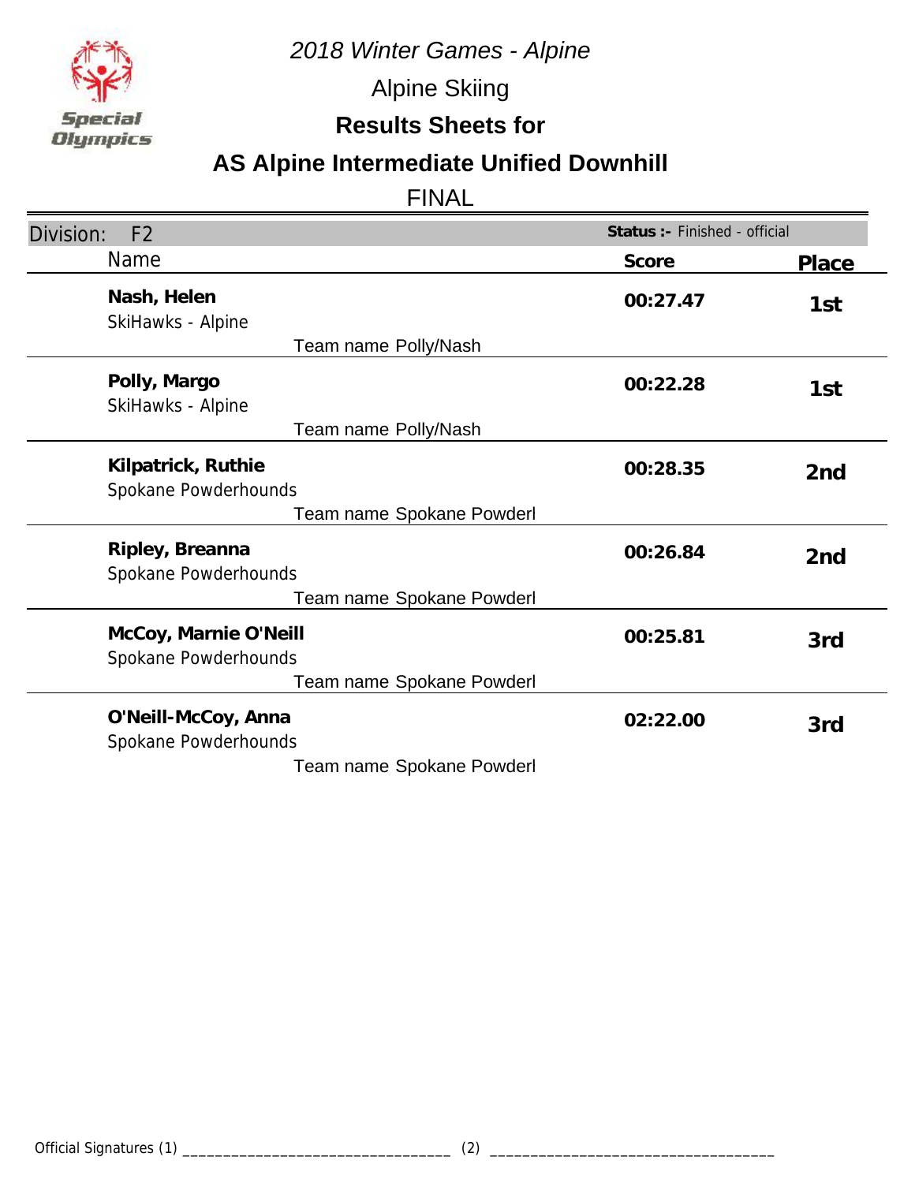*2018 Winter Games - Alpine*

Alpine Skiing

**Results Sheets for**

## AS Alpine Intermediate Unified Downhill

FINAL

| Division: F2 | Status :- Finished - official | |
|---|---|---|
| Name | Score | Place |
| **Nash, Helen**<br>SkiHawks - Alpine<br>Team name Polly/Nash | **00:27.47** | **1st** |
| **Polly, Margo**<br>SkiHawks - Alpine<br>Team name Polly/Nash | **00:22.28** | **1st** |
| **Kilpatrick, Ruthie**<br>Spokane Powderhounds<br>Team name Spokane Powderl | **00:28.35** | **2nd** |
| **Ripley, Breanna**<br>Spokane Powderhounds<br>Team name Spokane Powderl | **00:26.84** | **2nd** |
| **McCoy, Marnie O'Neill**<br>Spokane Powderhounds<br>Team name Spokane Powderl | **00:25.81** | **3rd** |
| **O'Neill-McCoy, Anna**<br>Spokane Powderhounds<br>Team name Spokane Powderl | **02:22.00** | **3rd** |

Official Signatures (1) _________________________________ (2) _________________________________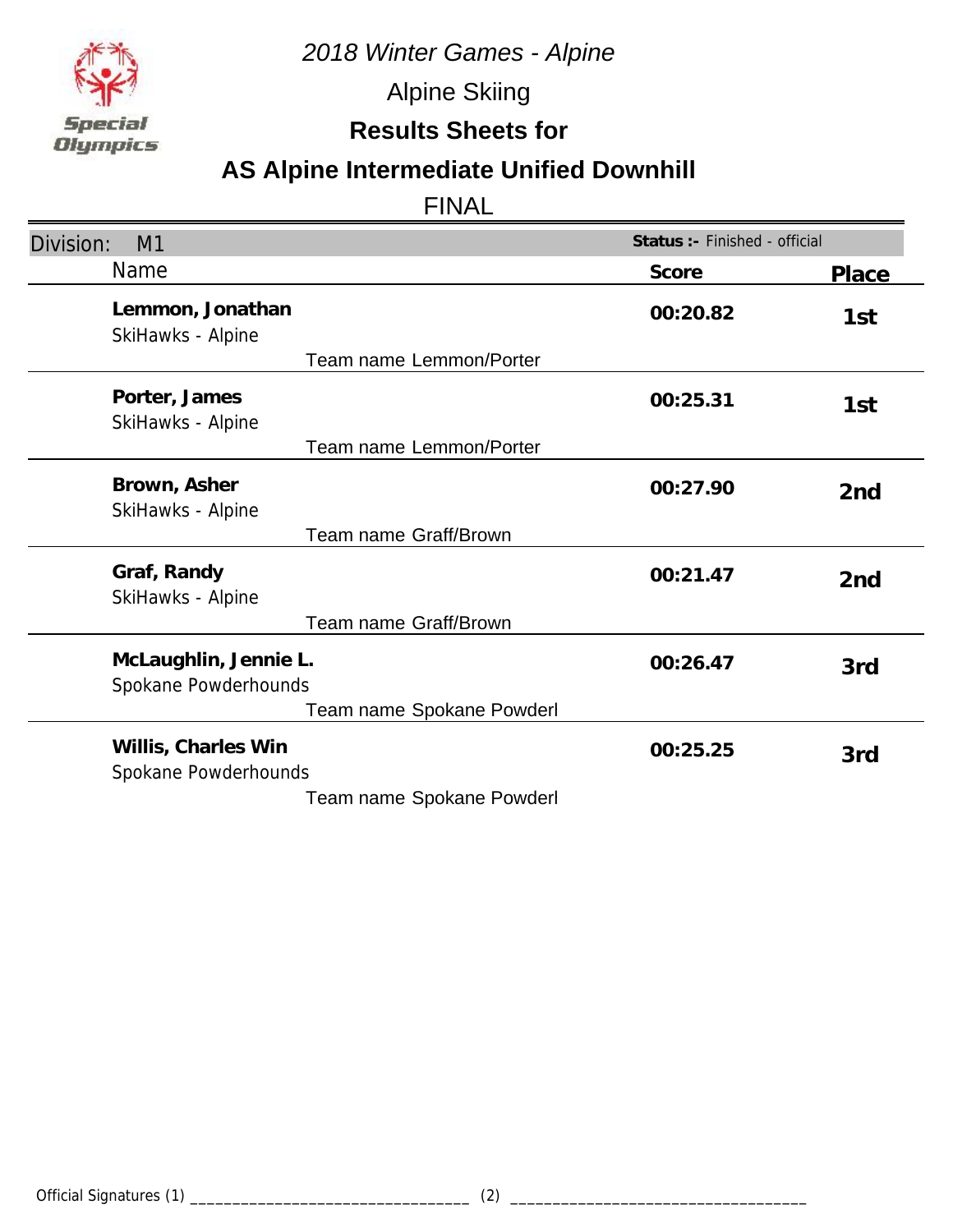*2018 Winter Games - Alpine*

Alpine Skiing

**Results Sheets for**

## AS Alpine Intermediate Unified Downhill

FINAL

Division: M1 — **Status :-** Finished - official

| Name | | Score | Place |
|---|---|---|---|
| **Lemmon, Jonathan**<br>SkiHawks - Alpine | Team name Lemmon/Porter | **00:20.82** | **1st** |
| **Porter, James**<br>SkiHawks - Alpine | Team name Lemmon/Porter | **00:25.31** | **1st** |
| **Brown, Asher**<br>SkiHawks - Alpine | Team name Graff/Brown | **00:27.90** | **2nd** |
| **Graf, Randy**<br>SkiHawks - Alpine | Team name Graff/Brown | **00:21.47** | **2nd** |
| **McLaughlin, Jennie L.**<br>Spokane Powderhounds | Team name Spokane Powderl | **00:26.47** | **3rd** |
| **Willis, Charles Win**<br>Spokane Powderhounds | Team name Spokane Powderl | **00:25.25** | **3rd** |

Official Signatures (1) ________________________________ (2) __________________________________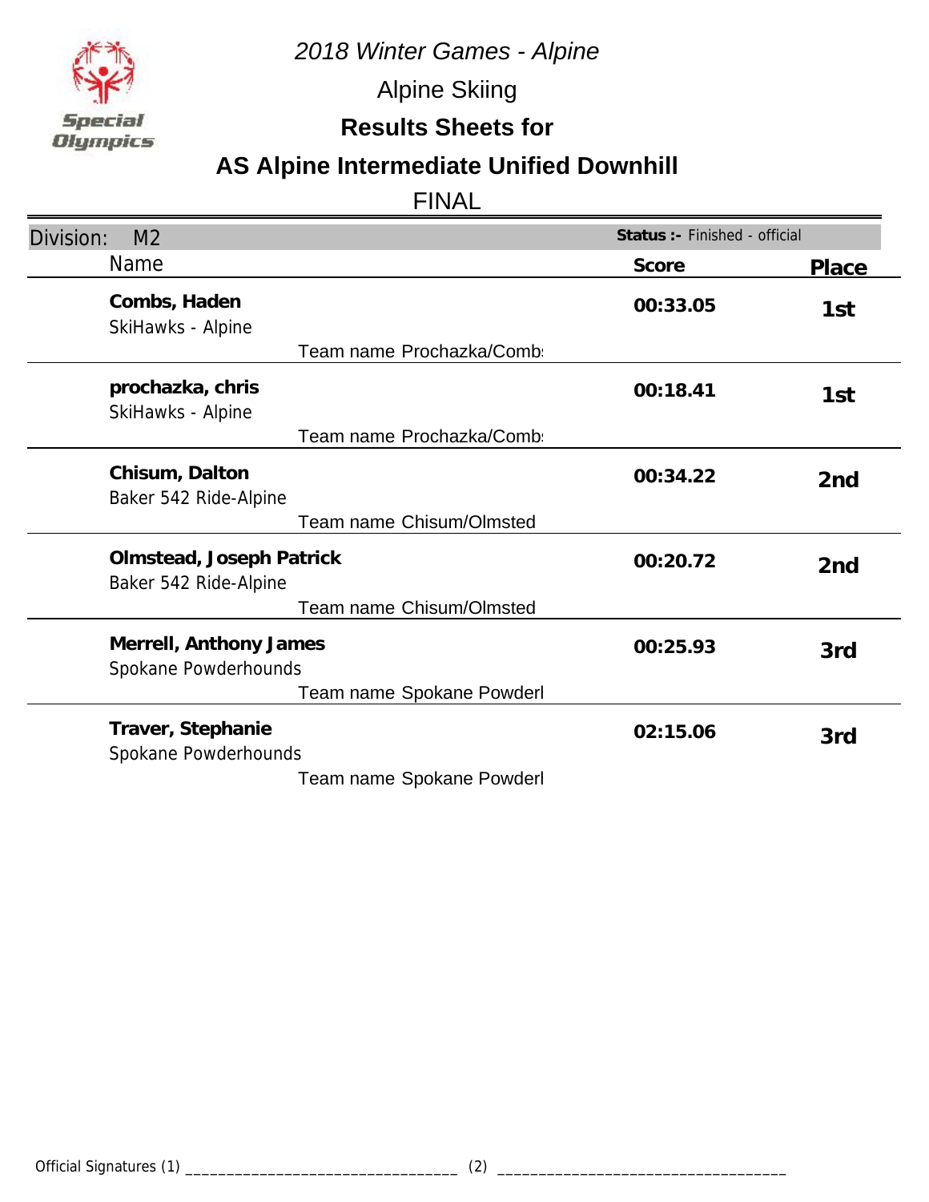*2018 Winter Games - Alpine*

Alpine Skiing

**Results Sheets for**

## AS Alpine Intermediate Unified Downhill

FINAL

Division: M2 — **Status :-** Finished - official

| Name | Score | Place |
|---|---|---|
| **Combs, Haden**<br>SkiHawks - Alpine<br>Team name Prochazka/Comb: | **00:33.05** | **1st** |
| **prochazka, chris**<br>SkiHawks - Alpine<br>Team name Prochazka/Comb: | **00:18.41** | **1st** |
| **Chisum, Dalton**<br>Baker 542 Ride-Alpine<br>Team name Chisum/Olmsted | **00:34.22** | **2nd** |
| **Olmstead, Joseph Patrick**<br>Baker 542 Ride-Alpine<br>Team name Chisum/Olmsted | **00:20.72** | **2nd** |
| **Merrell, Anthony James**<br>Spokane Powderhounds<br>Team name Spokane Powderl | **00:25.93** | **3rd** |
| **Traver, Stephanie**<br>Spokane Powderhounds<br>Team name Spokane Powderl | **02:15.06** | **3rd** |

Official Signatures (1) ________________________________ (2) ________________________________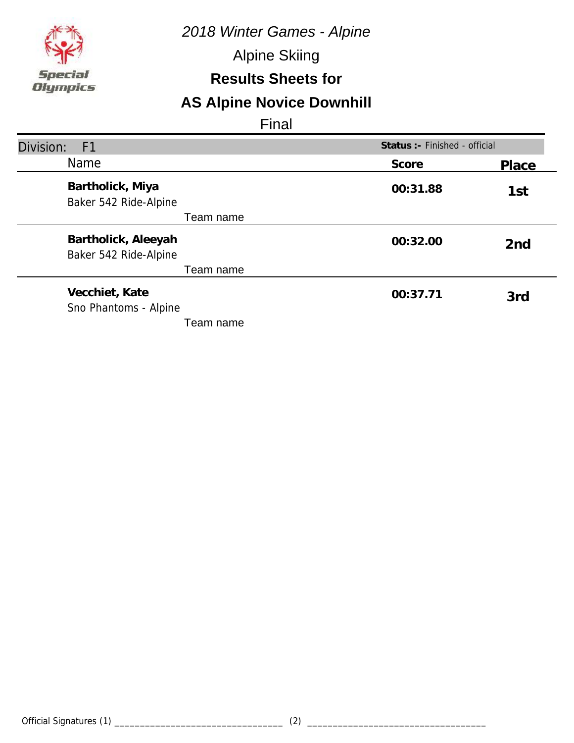Special Olympics

*2018 Winter Games - Alpine*

Alpine Skiing

**Results Sheets for**

## AS Alpine Novice Downhill

Final

Division: F1 | **Status :-** Finished - official

| Name | Score | Place |
|---|---|---|
| **Bartholick, Miya**<br>Baker 542 Ride-Alpine<br>Team name | **00:31.88** | **1st** |
| **Bartholick, Aleeyah**<br>Baker 542 Ride-Alpine<br>Team name | **00:32.00** | **2nd** |
| **Vecchiet, Kate**<br>Sno Phantoms - Alpine<br>Team name | **00:37.71** | **3rd** |

Official Signatures (1) ________________________________ (2) ________________________________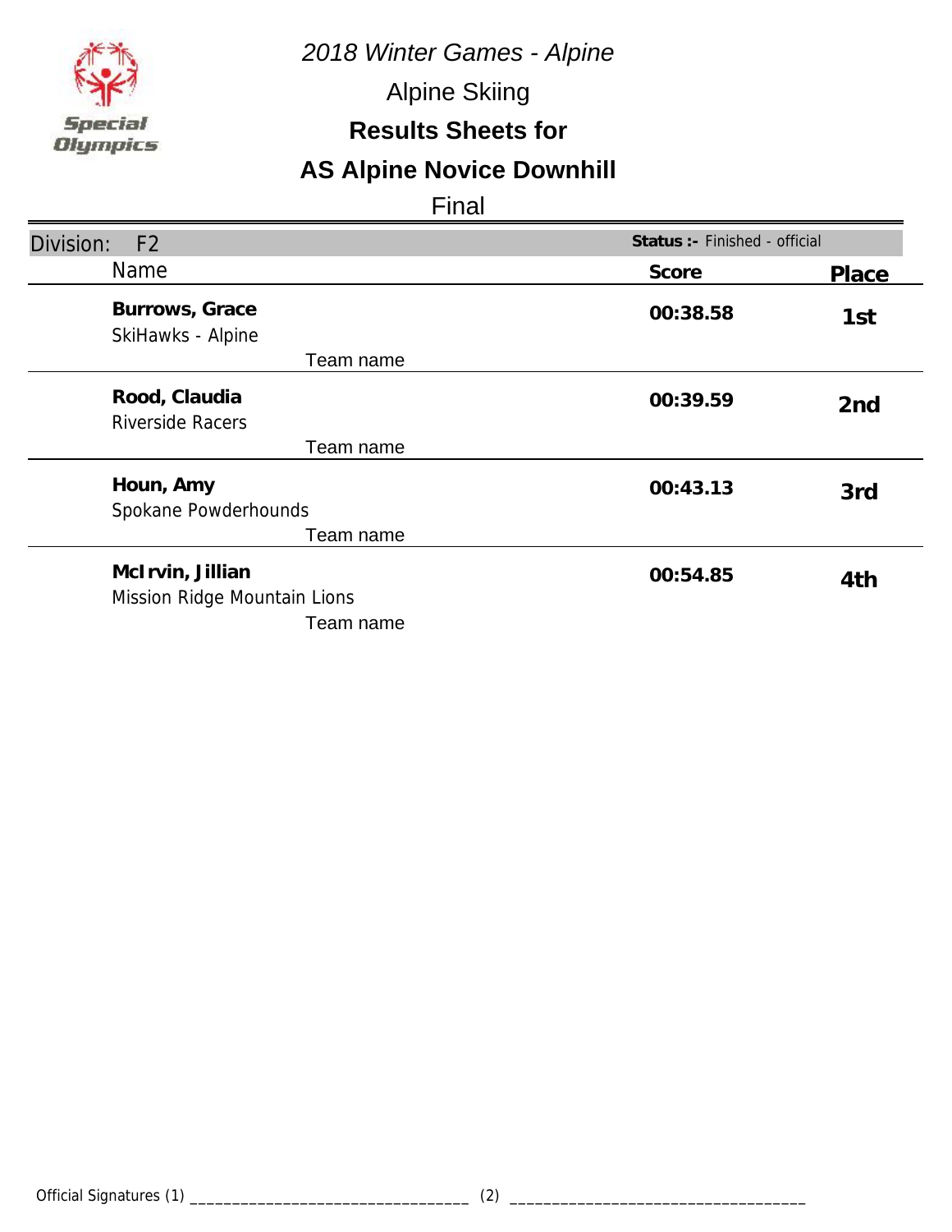*2018 Winter Games - Alpine*

Alpine Skiing

**Results Sheets for**

# AS Alpine Novice Downhill

Final

Division: F2

**Status :-** Finished - official

| Name | Score | Place |
|---|---|---|
| **Burrows, Grace**<br>SkiHawks - Alpine<br>Team name | **00:38.58** | **1st** |
| **Rood, Claudia**<br>Riverside Racers<br>Team name | **00:39.59** | **2nd** |
| **Houn, Amy**<br>Spokane Powderhounds<br>Team name | **00:43.13** | **3rd** |
| **McIrvin, Jillian**<br>Mission Ridge Mountain Lions<br>Team name | **00:54.85** | **4th** |

Official Signatures (1) _______________________________ (2) _______________________________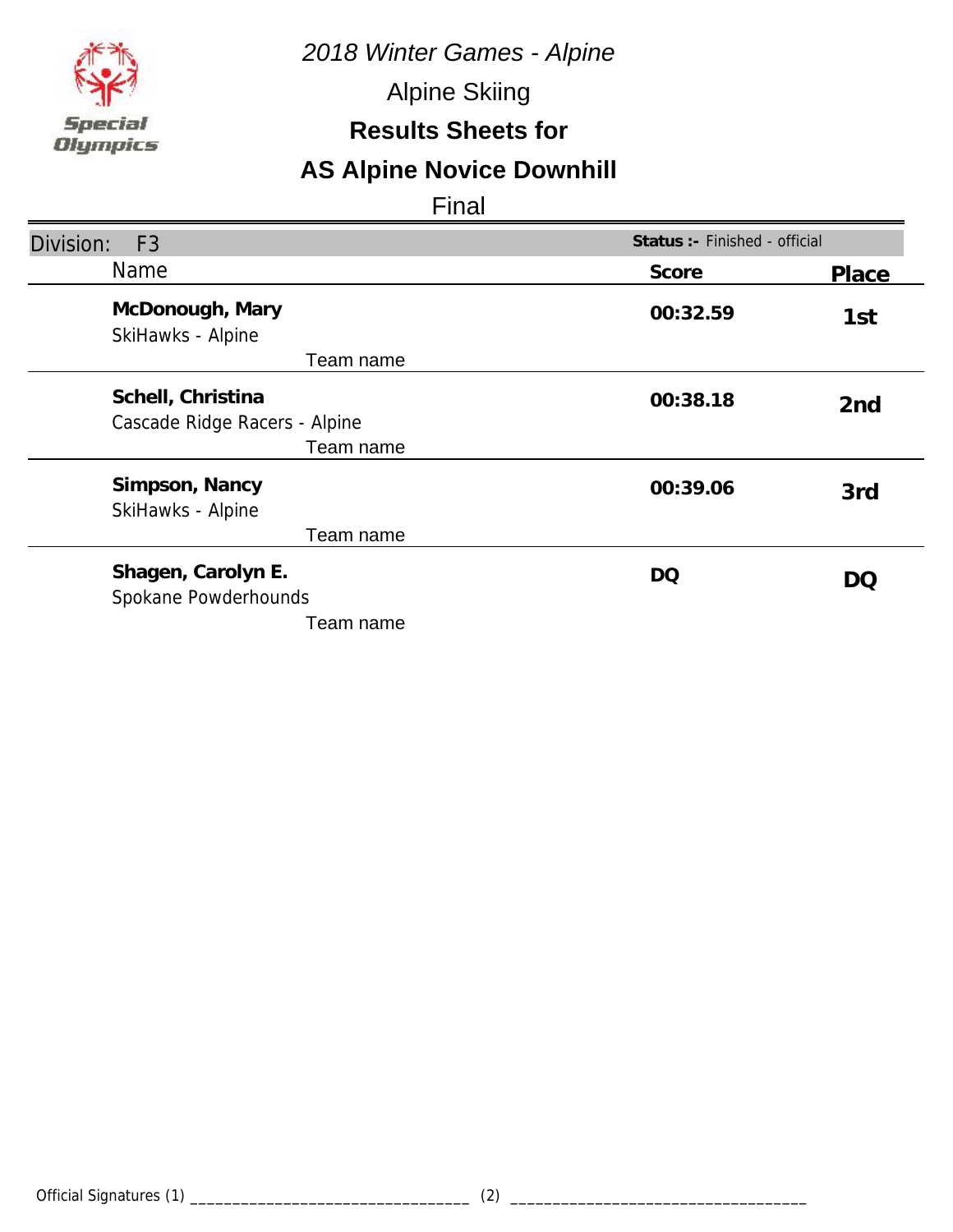*2018 Winter Games - Alpine*

Alpine Skiing

**Results Sheets for**

## AS Alpine Novice Downhill

Final

| Division: F3 | | Status :- Finished - official |
|---|---|---|
| Name | Score | Place |
| **McDonough, Mary**<br>SkiHawks - Alpine<br>Team name | **00:32.59** | **1st** |
| **Schell, Christina**<br>Cascade Ridge Racers - Alpine<br>Team name | **00:38.18** | **2nd** |
| **Simpson, Nancy**<br>SkiHawks - Alpine<br>Team name | **00:39.06** | **3rd** |
| **Shagen, Carolyn E.**<br>Spokane Powderhounds<br>Team name | **DQ** | **DQ** |

Official Signatures (1) ________________________________ (2) ________________________________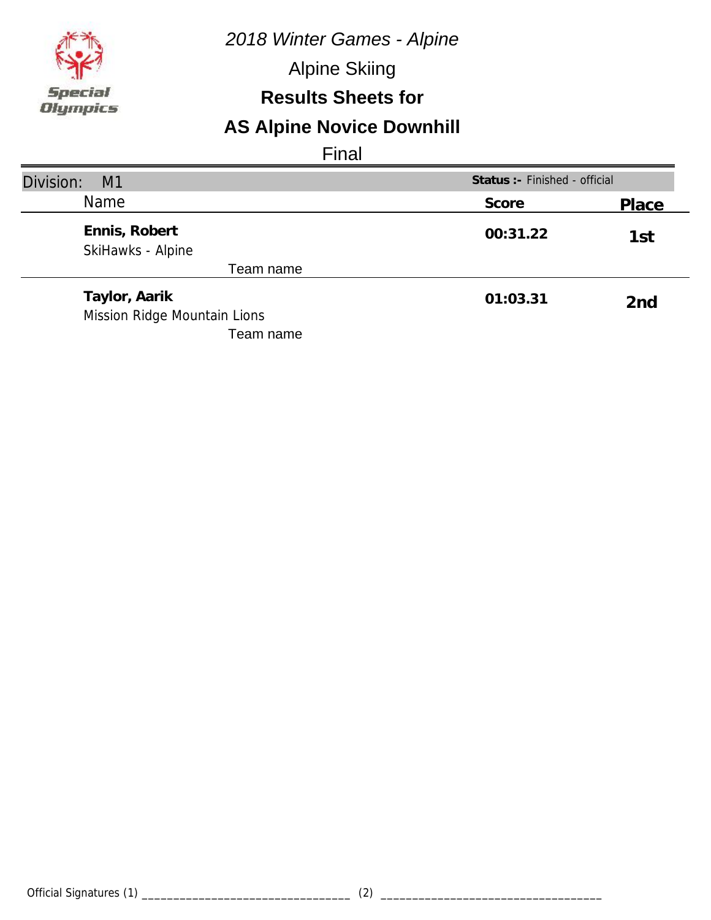*2018 Winter Games - Alpine*

Alpine Skiing

**Results Sheets for**

# AS Alpine Novice Downhill

Final

Division: M1 — **Status :-** Finished - official

| Name | Score | Place |
|---|---|---|
| **Ennis, Robert**<br>SkiHawks - Alpine<br>Team name | **00:31.22** | **1st** |
| **Taylor, Aarik**<br>Mission Ridge Mountain Lions<br>Team name | **01:03.31** | **2nd** |

Official Signatures (1) _________________________________ (2) _________________________________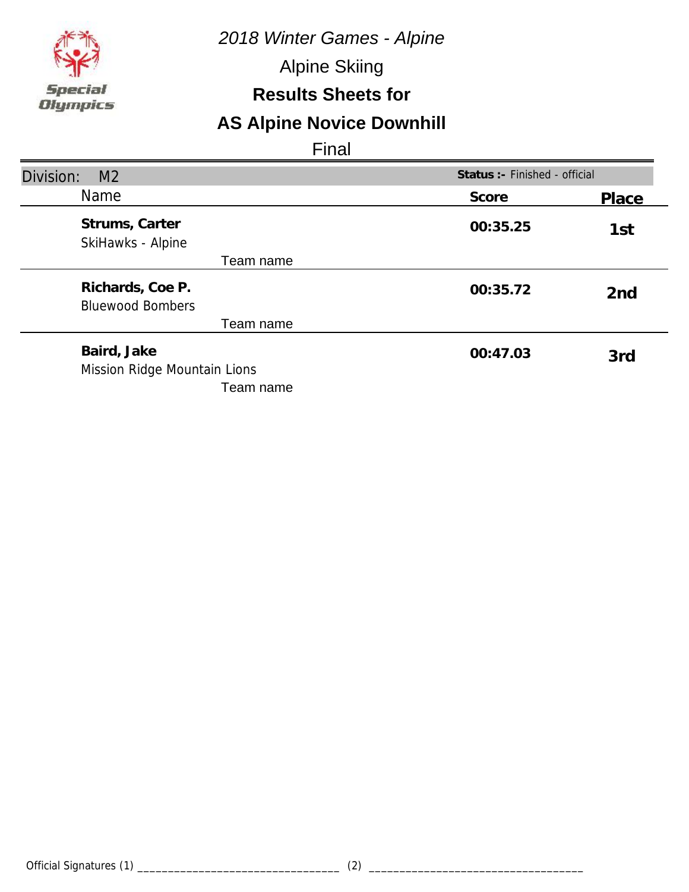*2018 Winter Games - Alpine*

Alpine Skiing

**Results Sheets for**

## AS Alpine Novice Downhill

Final

Division: M2 **Status :-** Finished - official

| Name | Score | Place |
|---|---|---|
| **Strums, Carter**<br>SkiHawks - Alpine<br>Team name | **00:35.25** | **1st** |
| **Richards, Coe P.**<br>Bluewood Bombers<br>Team name | **00:35.72** | **2nd** |
| **Baird, Jake**<br>Mission Ridge Mountain Lions<br>Team name | **00:47.03** | **3rd** |

Official Signatures (1) ________________________________ (2) ________________________________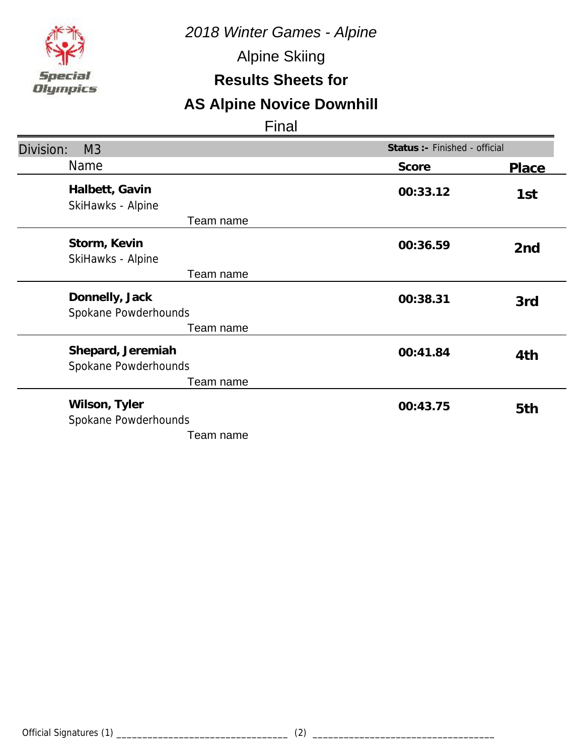*2018 Winter Games - Alpine*

Alpine Skiing

**Results Sheets for**

## AS Alpine Novice Downhill

Final

| Division: M3 | | **Status :-** Finished - official | |
|---|---|---|---|
| Name | | **Score** | **Place** |
| **Halbett, Gavin**<br>SkiHawks - Alpine | Team name | **00:33.12** | **1st** |
| **Storm, Kevin**<br>SkiHawks - Alpine | Team name | **00:36.59** | **2nd** |
| **Donnelly, Jack**<br>Spokane Powderhounds | Team name | **00:38.31** | **3rd** |
| **Shepard, Jeremiah**<br>Spokane Powderhounds | Team name | **00:41.84** | **4th** |
| **Wilson, Tyler**<br>Spokane Powderhounds | Team name | **00:43.75** | **5th** |

Official Signatures (1) ________________________________ (2) ________________________________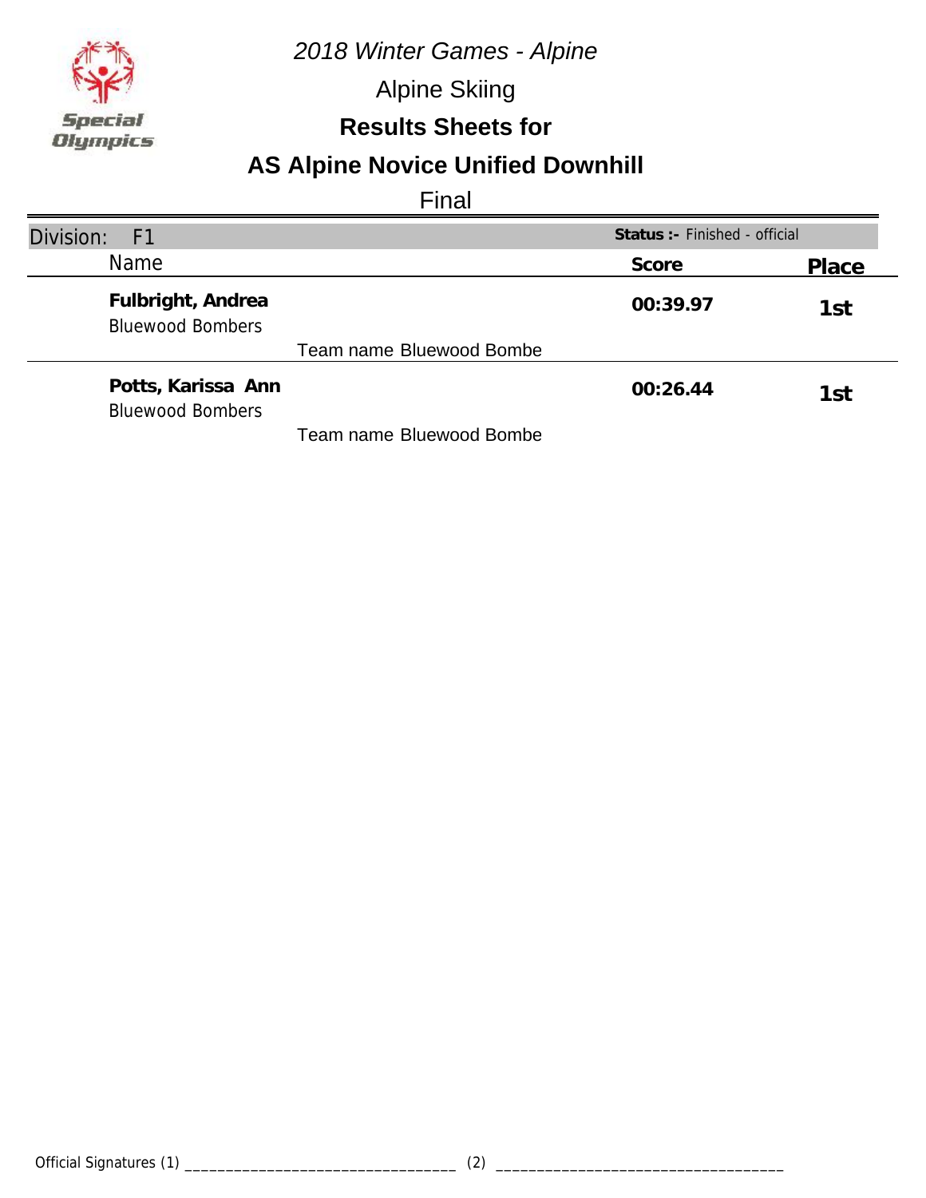*2018 Winter Games - Alpine*

Alpine Skiing

**Results Sheets for**

## AS Alpine Novice Unified Downhill

Final

| Division: F1 | | **Status :-** Finished - official | |
|---|---|---|---|
| Name | | **Score** | **Place** |
| **Fulbright, Andrea**<br>Bluewood Bombers | Team name Bluewood Bombe | **00:39.97** | **1st** |
| **Potts, Karissa Ann**<br>Bluewood Bombers | Team name Bluewood Bombe | **00:26.44** | **1st** |

Official Signatures (1) ________________________________ (2) ________________________________